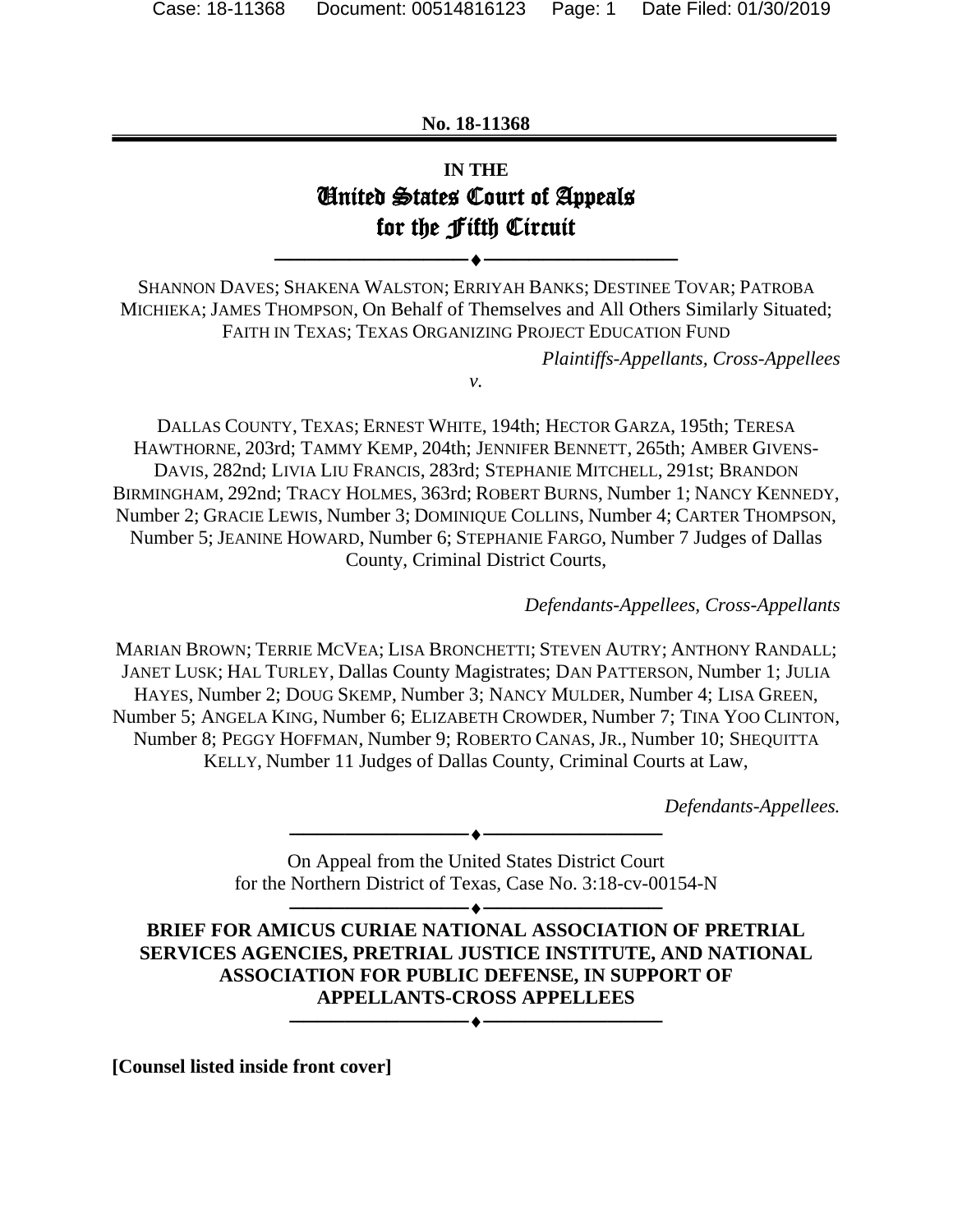**No. 18-11368**

**IN THE**

# United States Court of Appeals for the Fifth Circuit

SHANNON DAVES; SHAKENA WALSTON; ERRIYAH BANKS; DESTINEE TOVAR; PATROBA MICHIEKA; JAMES THOMPSON, On Behalf of Themselves and All Others Similarly Situated; FAITH IN TEXAS; TEXAS ORGANIZING PROJECT EDUCATION FUND

*Plaintiffs-Appellants, Cross-Appellees*

*v.*

DALLAS COUNTY, TEXAS; ERNEST WHITE, 194th; HECTOR GARZA, 195th; TERESA HAWTHORNE, 203rd; TAMMY KEMP, 204th; JENNIFER BENNETT, 265th; AMBER GIVENS-DAVIS, 282nd; LIVIA LIU FRANCIS, 283rd; STEPHANIE MITCHELL, 291st; BRANDON BIRMINGHAM, 292nd; TRACY HOLMES, 363rd; ROBERT BURNS, Number 1; NANCY KENNEDY, Number 2; GRACIE LEWIS, Number 3; DOMINIQUE COLLINS, Number 4; CARTER THOMPSON, Number 5; JEANINE HOWARD, Number 6; STEPHANIE FARGO, Number 7 Judges of Dallas County, Criminal District Courts,

*Defendants-Appellees, Cross-Appellants*

MARIAN BROWN; TERRIE MCVEA; LISA BRONCHETTI; STEVEN AUTRY; ANTHONY RANDALL; JANET LUSK; HAL TURLEY, Dallas County Magistrates; DAN PATTERSON, Number 1; JULIA HAYES, Number 2; DOUG SKEMP, Number 3; NANCY MULDER, Number 4; LISA GREEN, Number 5; ANGELA KING, Number 6; ELIZABETH CROWDER, Number 7; TINA YOO CLINTON, Number 8; PEGGY HOFFMAN, Number 9; ROBERTO CANAS, JR., Number 10; SHEQUITTA KELLY, Number 11 Judges of Dallas County, Criminal Courts at Law,

*Defendants-Appellees.*

On Appeal from the United States District Court for the Northern District of Texas, Case No. 3:18-cv-00154-N

**BRIEF FOR AMICUS CURIAE NATIONAL ASSOCIATION OF PRETRIAL SERVICES AGENCIES, PRETRIAL JUSTICE INSTITUTE, AND NATIONAL ASSOCIATION FOR PUBLIC DEFENSE, IN SUPPORT OF APPELLANTS-CROSS APPELLEES**

**[Counsel listed inside front cover]**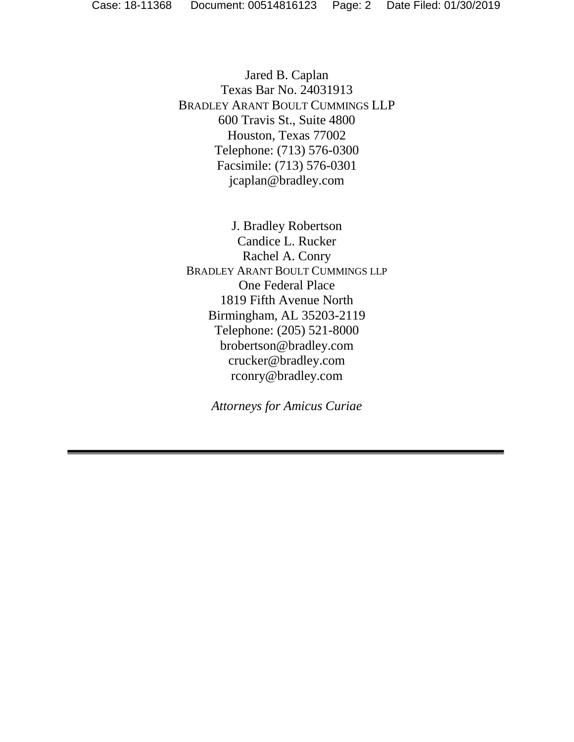Jared B. Caplan
Texas Bar No. 24031913
BRADLEY ARANT BOULT CUMMINGS LLP
600 Travis St., Suite 4800
Houston, Texas 77002
Telephone: (713) 576-0300
Facsimile: (713) 576-0301
jcaplan@bradley.com

J. Bradley Robertson
Candice L. Rucker
Rachel A. Conry
BRADLEY ARANT BOULT CUMMINGS LLP
One Federal Place
1819 Fifth Avenue North
Birmingham, AL 35203-2119
Telephone: (205) 521-8000
brobertson@bradley.com
crucker@bradley.com
rconry@bradley.com

*Attorneys for Amicus Curiae*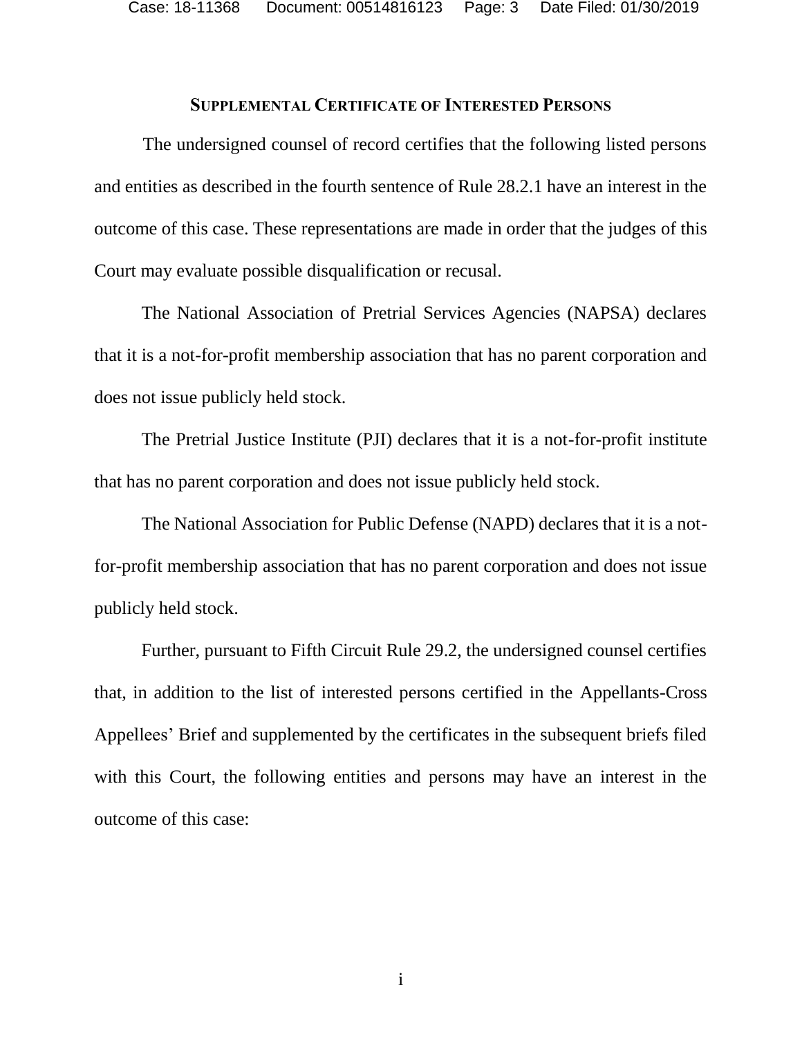## Supplemental Certificate of Interested Persons

The undersigned counsel of record certifies that the following listed persons and entities as described in the fourth sentence of Rule 28.2.1 have an interest in the outcome of this case. These representations are made in order that the judges of this Court may evaluate possible disqualification or recusal.

The National Association of Pretrial Services Agencies (NAPSA) declares that it is a not-for-profit membership association that has no parent corporation and does not issue publicly held stock.

The Pretrial Justice Institute (PJI) declares that it is a not-for-profit institute that has no parent corporation and does not issue publicly held stock.

The National Association for Public Defense (NAPD) declares that it is a not-for-profit membership association that has no parent corporation and does not issue publicly held stock.

Further, pursuant to Fifth Circuit Rule 29.2, the undersigned counsel certifies that, in addition to the list of interested persons certified in the Appellants-Cross Appellees' Brief and supplemented by the certificates in the subsequent briefs filed with this Court, the following entities and persons may have an interest in the outcome of this case: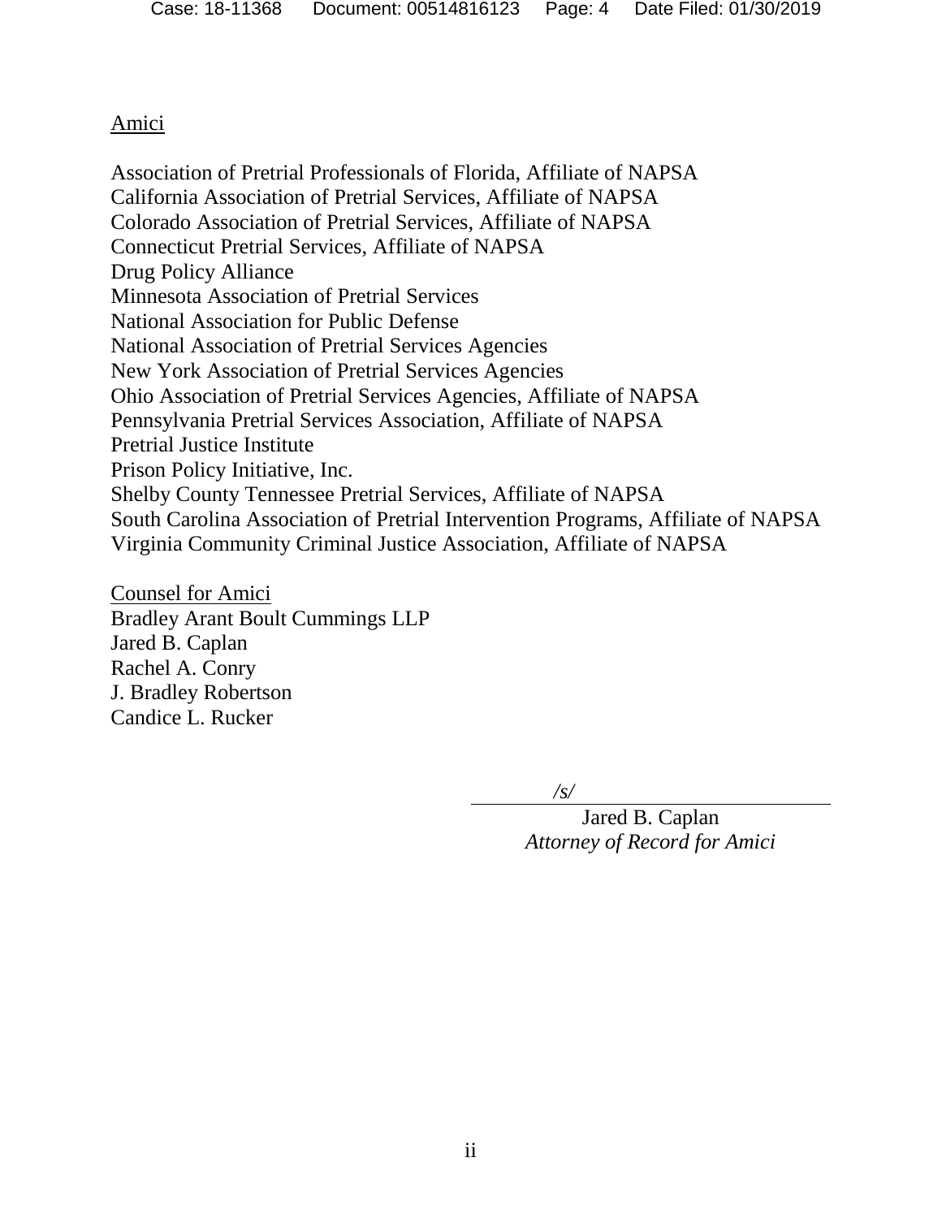Amici

Association of Pretrial Professionals of Florida, Affiliate of NAPSA
California Association of Pretrial Services, Affiliate of NAPSA
Colorado Association of Pretrial Services, Affiliate of NAPSA
Connecticut Pretrial Services, Affiliate of NAPSA
Drug Policy Alliance
Minnesota Association of Pretrial Services
National Association for Public Defense
National Association of Pretrial Services Agencies
New York Association of Pretrial Services Agencies
Ohio Association of Pretrial Services Agencies, Affiliate of NAPSA
Pennsylvania Pretrial Services Association, Affiliate of NAPSA
Pretrial Justice Institute
Prison Policy Initiative, Inc.
Shelby County Tennessee Pretrial Services, Affiliate of NAPSA
South Carolina Association of Pretrial Intervention Programs, Affiliate of NAPSA
Virginia Community Criminal Justice Association, Affiliate of NAPSA

Counsel for Amici
Bradley Arant Boult Cummings LLP
Jared B. Caplan
Rachel A. Conry
J. Bradley Robertson
Candice L. Rucker

*/s/*
Jared B. Caplan
*Attorney of Record for Amici*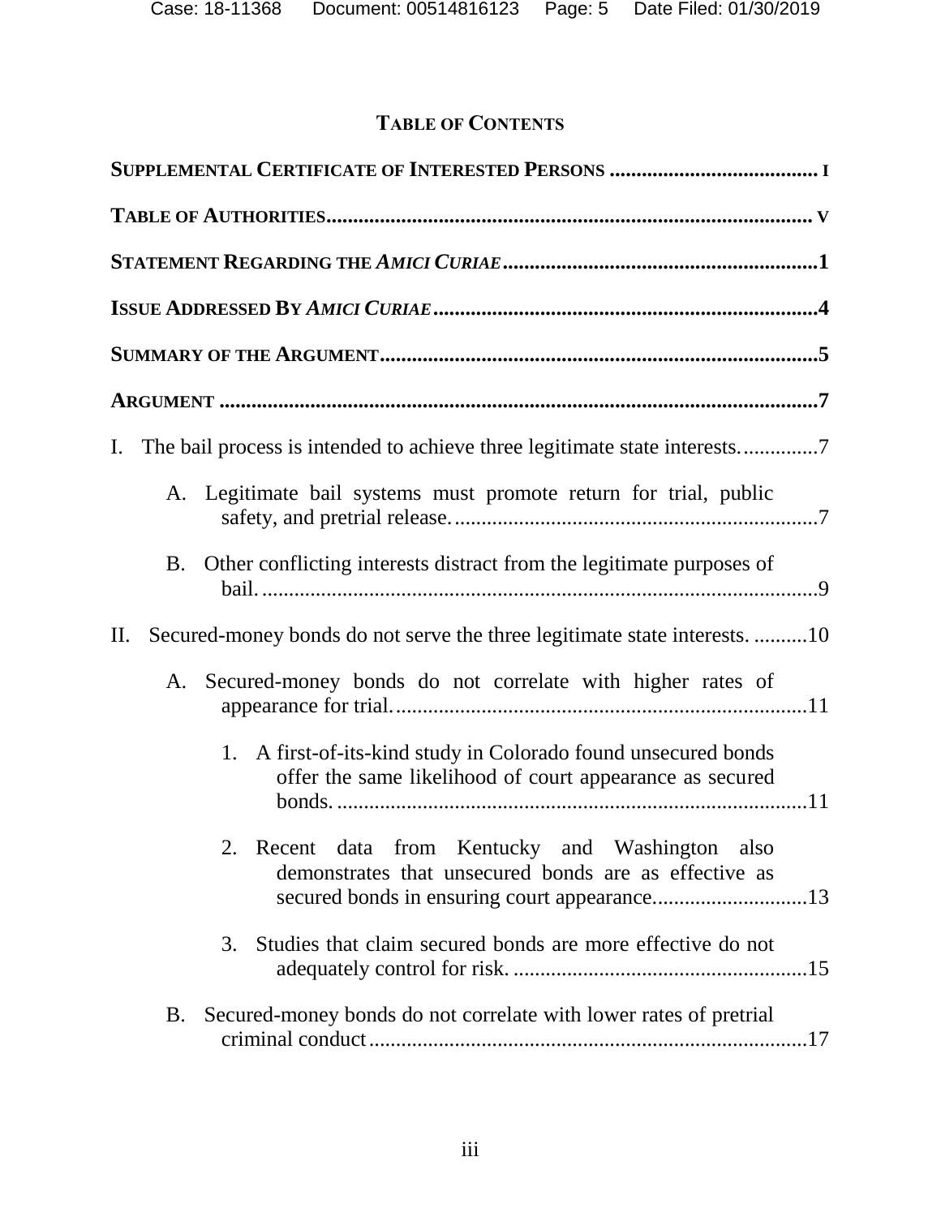# TABLE OF CONTENTS

**SUPPLEMENTAL CERTIFICATE OF INTERESTED PERSONS** ....................................... i

**TABLE OF AUTHORITIES**.......................................................................................... v

**STATEMENT REGARDING THE *AMICI CURIAE***..........................................................1

**ISSUE ADDRESSED BY *AMICI CURIAE***.......................................................................4

**SUMMARY OF THE ARGUMENT**.................................................................................5

**ARGUMENT** ................................................................................................................7

I. The bail process is intended to achieve three legitimate state interests. .............7

- A. Legitimate bail systems must promote return for trial, public safety, and pretrial release. ....................................................................7
- B. Other conflicting interests distract from the legitimate purposes of bail. ........................................................................................................9

II. Secured-money bonds do not serve the three legitimate state interests. ..........10

- A. Secured-money bonds do not correlate with higher rates of appearance for trial. ............................................................................11
  1. A first-of-its-kind study in Colorado found unsecured bonds offer the same likelihood of court appearance as secured bonds. ........................................................................................11
  2. Recent data from Kentucky and Washington also demonstrates that unsecured bonds are as effective as secured bonds in ensuring court appearance.............................13
  3. Studies that claim secured bonds are more effective do not adequately control for risk. .......................................................15
- B. Secured-money bonds do not correlate with lower rates of pretrial criminal conduct ..................................................................................17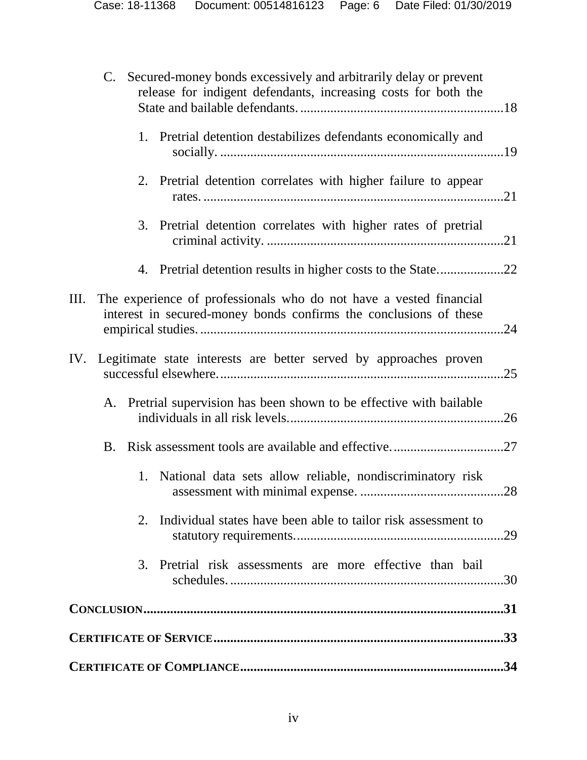C. Secured-money bonds excessively and arbitrarily delay or prevent release for indigent defendants, increasing costs for both the State and bailable defendants. ............................................................18

1. Pretrial detention destabilizes defendants economically and socially. ....................................................................................19

2. Pretrial detention correlates with higher failure to appear rates. ........................................................................................21

3. Pretrial detention correlates with higher rates of pretrial criminal activity. ......................................................................21

4. Pretrial detention results in higher costs to the State...................22

III. The experience of professionals who do not have a vested financial interest in secured-money bonds confirms the conclusions of these empirical studies. .........................................................................................24

IV. Legitimate state interests are better served by approaches proven successful elsewhere. ...................................................................................25

A. Pretrial supervision has been shown to be effective with bailable individuals in all risk levels. ...............................................................26

B. Risk assessment tools are available and effective. ................................27

1. National data sets allow reliable, nondiscriminatory risk assessment with minimal expense. ...........................................28

2. Individual states have been able to tailor risk assessment to statutory requirements. .............................................................29

3. Pretrial risk assessments are more effective than bail schedules. .................................................................................30

**CONCLUSION.........................................................................................................31**

**CERTIFICATE OF SERVICE.....................................................................................33**

**CERTIFICATE OF COMPLIANCE.............................................................................34**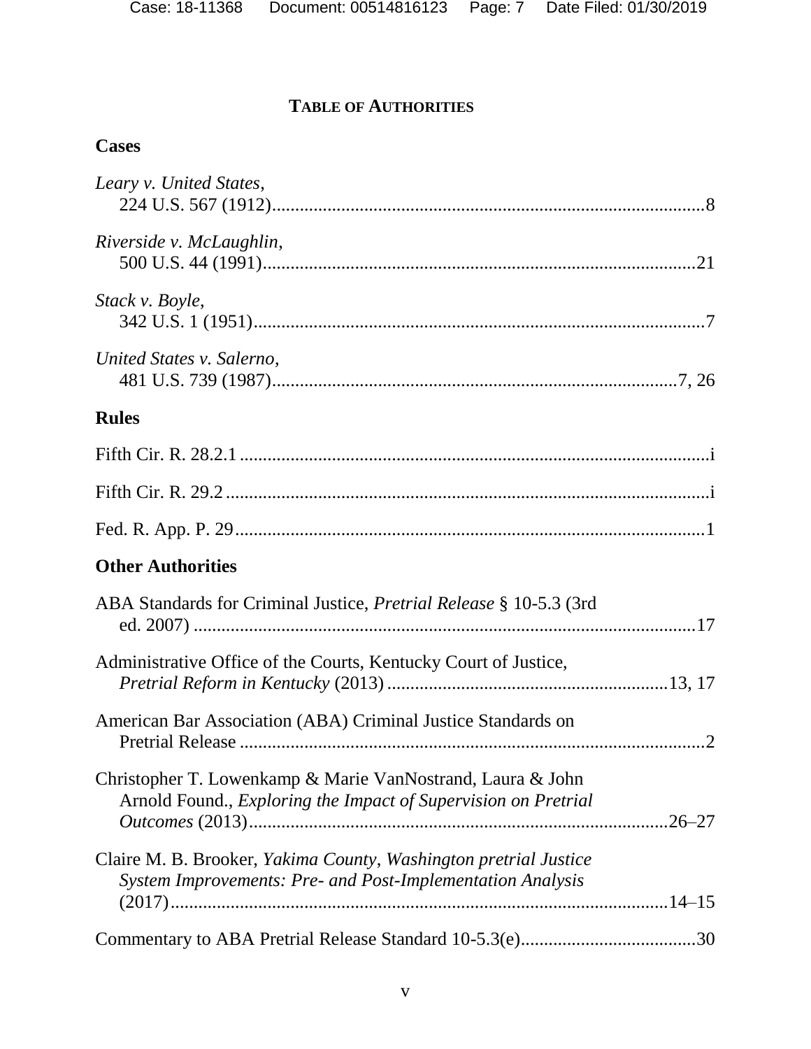# TABLE OF AUTHORITIES

## Cases

*Leary v. United States*, 224 U.S. 567 (1912) ........ 8

*Riverside v. McLaughlin*, 500 U.S. 44 (1991) ........ 21

*Stack v. Boyle*, 342 U.S. 1 (1951) ........ 7

*United States v. Salerno*, 481 U.S. 739 (1987) ........ 7, 26

## Rules

Fifth Cir. R. 28.2.1 ........ i

Fifth Cir. R. 29.2 ........ i

Fed. R. App. P. 29 ........ 1

## Other Authorities

ABA Standards for Criminal Justice, *Pretrial Release* § 10-5.3 (3rd ed. 2007) ........ 17

Administrative Office of the Courts, Kentucky Court of Justice, *Pretrial Reform in Kentucky* (2013) ........ 13, 17

American Bar Association (ABA) Criminal Justice Standards on Pretrial Release ........ 2

Christopher T. Lowenkamp & Marie VanNostrand, Laura & John Arnold Found., *Exploring the Impact of Supervision on Pretrial Outcomes* (2013) ........ 26–27

Claire M. B. Brooker, *Yakima County, Washington pretrial Justice System Improvements: Pre- and Post-Implementation Analysis* (2017) ........ 14–15

Commentary to ABA Pretrial Release Standard 10-5.3(e) ........ 30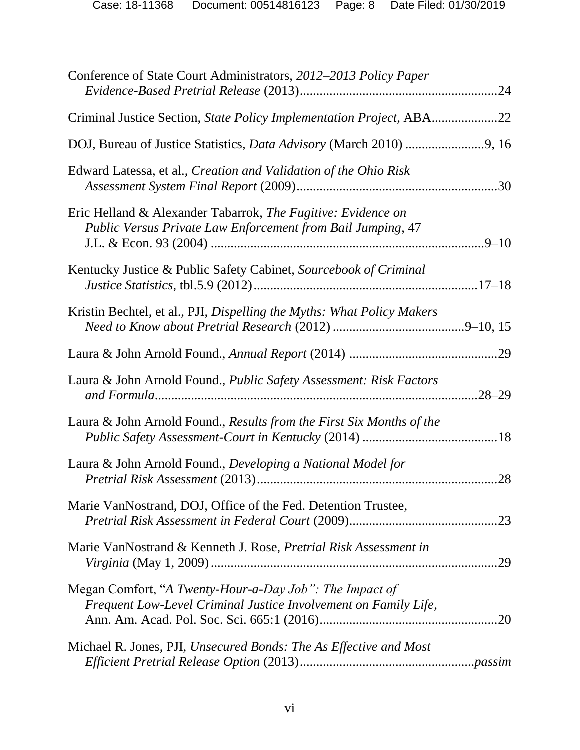Conference of State Court Administrators, *2012–2013 Policy Paper Evidence-Based Pretrial Release* (2013)............................................................24

Criminal Justice Section, *State Policy Implementation Project*, ABA....................22

DOJ, Bureau of Justice Statistics, *Data Advisory* (March 2010) ........................9, 16

Edward Latessa, et al., *Creation and Validation of the Ohio Risk Assessment System Final Report* (2009).............................................................30

Eric Helland & Alexander Tabarrok, *The Fugitive: Evidence on Public Versus Private Law Enforcement from Bail Jumping*, 47 J.L. & Econ. 93 (2004) ..................................................................................9–10

Kentucky Justice & Public Safety Cabinet, *Sourcebook of Criminal Justice Statistics*, tbl.5.9 (2012)...................................................................17–18

Kristin Bechtel, et al., PJI, *Dispelling the Myths: What Policy Makers Need to Know about Pretrial Research* (2012) ........................................9–10, 15

Laura & John Arnold Found., *Annual Report* (2014) .............................................29

Laura & John Arnold Found., *Public Safety Assessment: Risk Factors and Formula*..................................................................................................28–29

Laura & John Arnold Found., *Results from the First Six Months of the Public Safety Assessment-Court in Kentucky* (2014) .........................................18

Laura & John Arnold Found., *Developing a National Model for Pretrial Risk Assessment* (2013).........................................................................28

Marie VanNostrand, DOJ, Office of the Fed. Detention Trustee, *Pretrial Risk Assessment in Federal Court* (2009).............................................23

Marie VanNostrand & Kenneth J. Rose, *Pretrial Risk Assessment in Virginia* (May 1, 2009).......................................................................................29

Megan Comfort, "*A Twenty-Hour-a-Day Job": The Impact of Frequent Low-Level Criminal Justice Involvement on Family Life*, Ann. Am. Acad. Pol. Soc. Sci. 665:1 (2016).......................................................20

Michael R. Jones, PJI, *Unsecured Bonds: The As Effective and Most Efficient Pretrial Release Option* (2013).....................................................*passim*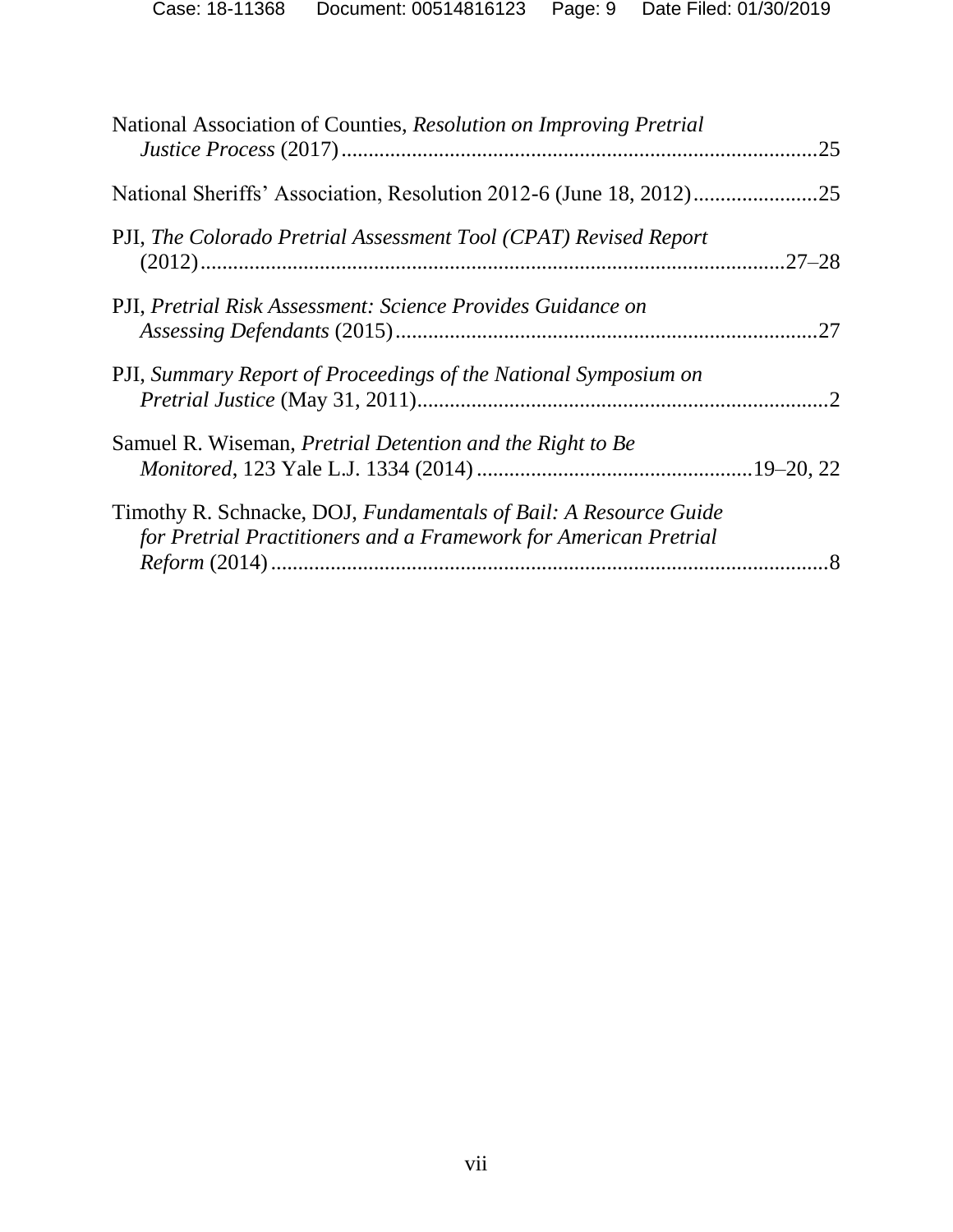National Association of Counties, *Resolution on Improving Pretrial Justice Process* (2017) .......................................................................................25

National Sheriffs' Association, Resolution 2012-6 (June 18, 2012).......................25

PJI, *The Colorado Pretrial Assessment Tool (CPAT) Revised Report* (2012)..........................................................................................................27–28

PJI, *Pretrial Risk Assessment: Science Provides Guidance on Assessing Defendants* (2015).............................................................................27

PJI, *Summary Report of Proceedings of the National Symposium on Pretrial Justice* (May 31, 2011)...........................................................................2

Samuel R. Wiseman, *Pretrial Detention and the Right to Be Monitored*, 123 Yale L.J. 1334 (2014) .................................................19–20, 22

Timothy R. Schnacke, DOJ, *Fundamentals of Bail: A Resource Guide for Pretrial Practitioners and a Framework for American Pretrial Reform* (2014) ......................................................................................................8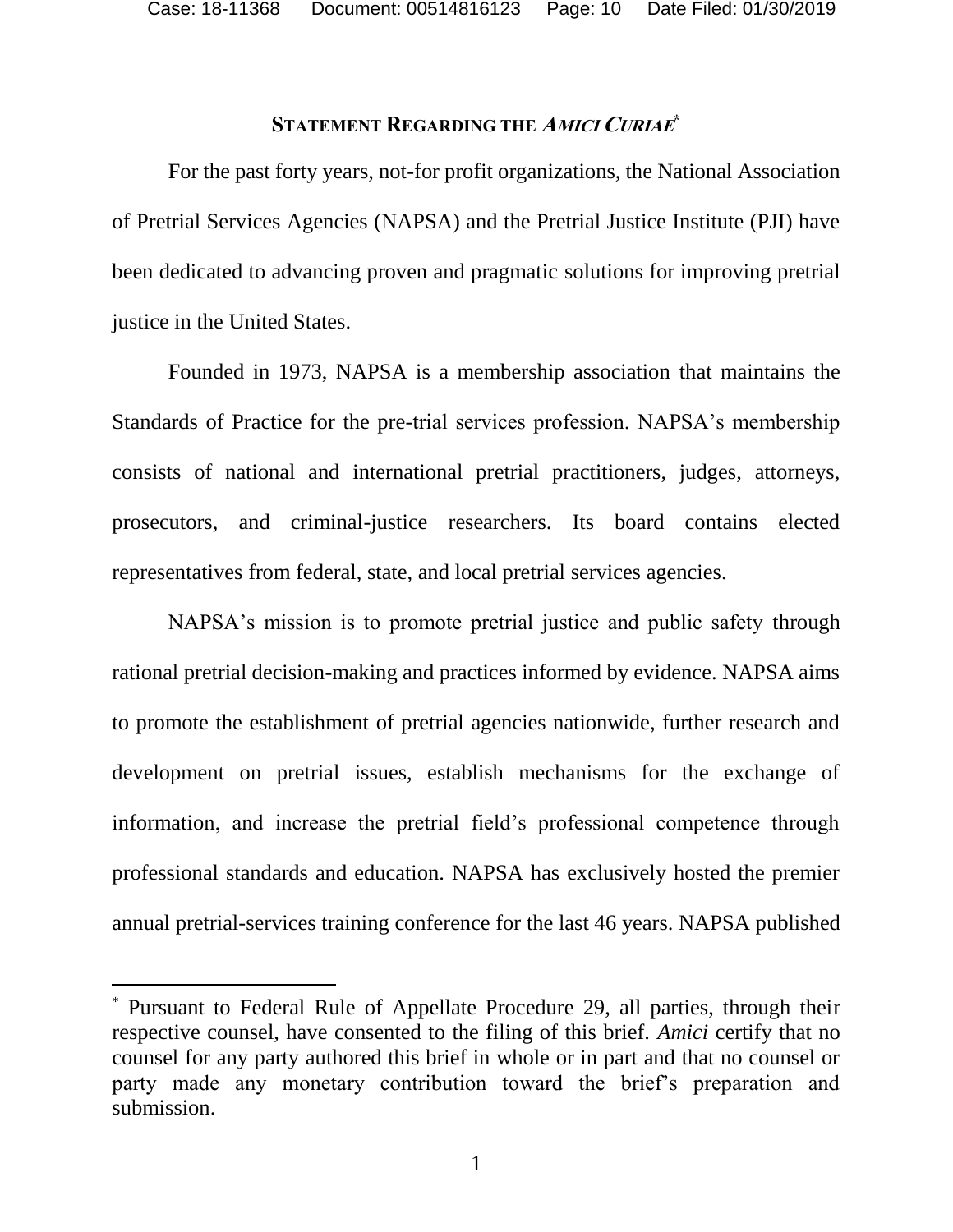## STATEMENT REGARDING THE *AMICI CURIAE*[*]

For the past forty years, not-for profit organizations, the National Association of Pretrial Services Agencies (NAPSA) and the Pretrial Justice Institute (PJI) have been dedicated to advancing proven and pragmatic solutions for improving pretrial justice in the United States.

Founded in 1973, NAPSA is a membership association that maintains the Standards of Practice for the pre-trial services profession. NAPSA's membership consists of national and international pretrial practitioners, judges, attorneys, prosecutors, and criminal-justice researchers. Its board contains elected representatives from federal, state, and local pretrial services agencies.

NAPSA's mission is to promote pretrial justice and public safety through rational pretrial decision-making and practices informed by evidence. NAPSA aims to promote the establishment of pretrial agencies nationwide, further research and development on pretrial issues, establish mechanisms for the exchange of information, and increase the pretrial field's professional competence through professional standards and education. NAPSA has exclusively hosted the premier annual pretrial-services training conference for the last 46 years. NAPSA published

[*] Pursuant to Federal Rule of Appellate Procedure 29, all parties, through their respective counsel, have consented to the filing of this brief. *Amici* certify that no counsel for any party authored this brief in whole or in part and that no counsel or party made any monetary contribution toward the brief's preparation and submission.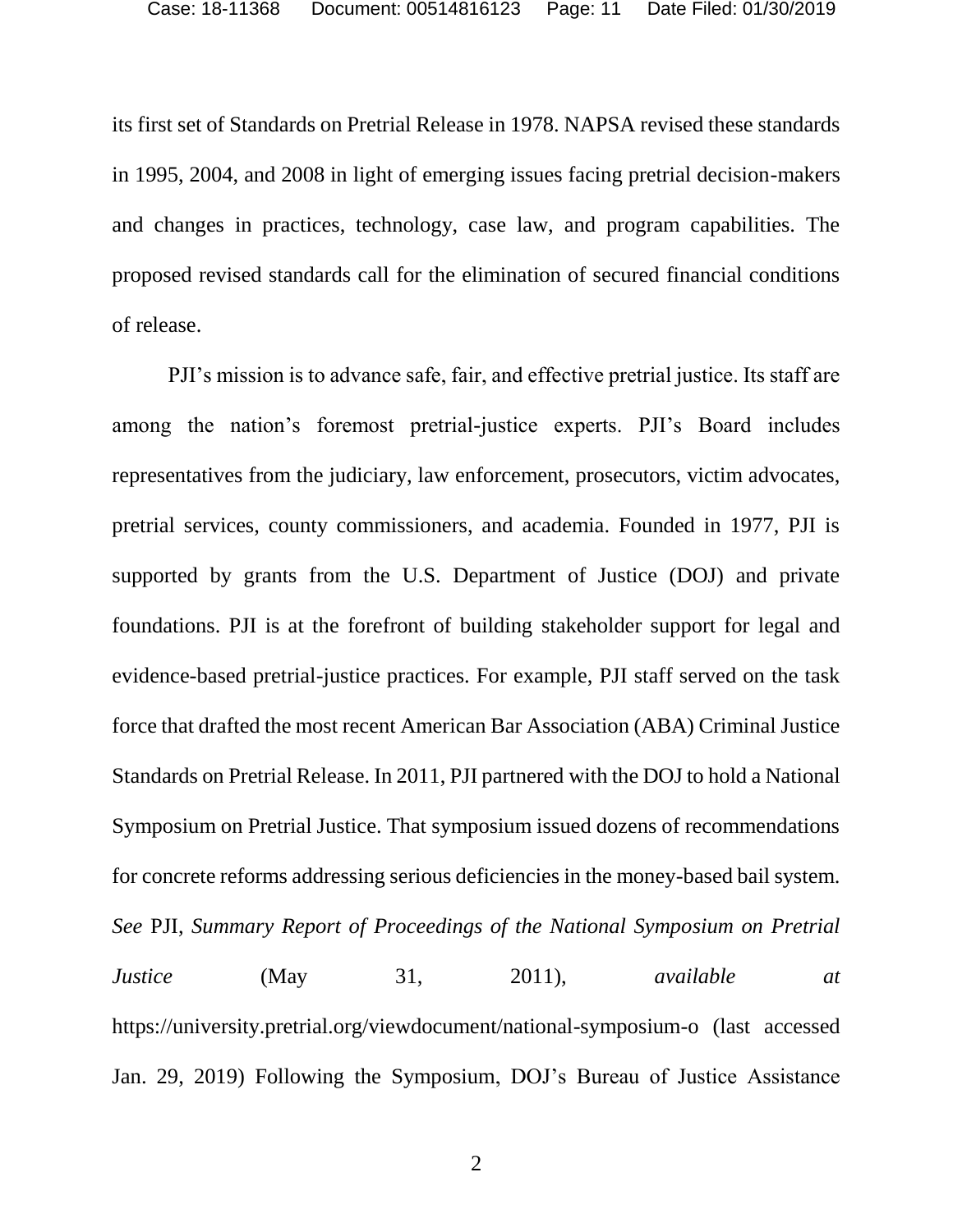its first set of Standards on Pretrial Release in 1978. NAPSA revised these standards in 1995, 2004, and 2008 in light of emerging issues facing pretrial decision-makers and changes in practices, technology, case law, and program capabilities. The proposed revised standards call for the elimination of secured financial conditions of release.

PJI's mission is to advance safe, fair, and effective pretrial justice. Its staff are among the nation's foremost pretrial-justice experts. PJI's Board includes representatives from the judiciary, law enforcement, prosecutors, victim advocates, pretrial services, county commissioners, and academia. Founded in 1977, PJI is supported by grants from the U.S. Department of Justice (DOJ) and private foundations. PJI is at the forefront of building stakeholder support for legal and evidence-based pretrial-justice practices. For example, PJI staff served on the task force that drafted the most recent American Bar Association (ABA) Criminal Justice Standards on Pretrial Release. In 2011, PJI partnered with the DOJ to hold a National Symposium on Pretrial Justice. That symposium issued dozens of recommendations for concrete reforms addressing serious deficiencies in the money-based bail system. *See* PJI, *Summary Report of Proceedings of the National Symposium on Pretrial Justice* (May 31, 2011), *available at* https://university.pretrial.org/viewdocument/national-symposium-o (last accessed Jan. 29, 2019) Following the Symposium, DOJ's Bureau of Justice Assistance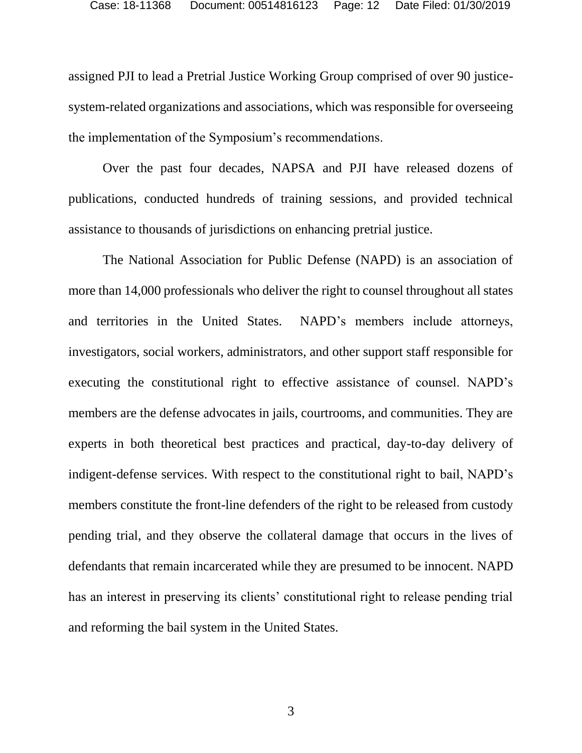assigned PJI to lead a Pretrial Justice Working Group comprised of over 90 justice-system-related organizations and associations, which was responsible for overseeing the implementation of the Symposium's recommendations.

Over the past four decades, NAPSA and PJI have released dozens of publications, conducted hundreds of training sessions, and provided technical assistance to thousands of jurisdictions on enhancing pretrial justice.

The National Association for Public Defense (NAPD) is an association of more than 14,000 professionals who deliver the right to counsel throughout all states and territories in the United States. NAPD's members include attorneys, investigators, social workers, administrators, and other support staff responsible for executing the constitutional right to effective assistance of counsel. NAPD's members are the defense advocates in jails, courtrooms, and communities. They are experts in both theoretical best practices and practical, day-to-day delivery of indigent-defense services. With respect to the constitutional right to bail, NAPD's members constitute the front-line defenders of the right to be released from custody pending trial, and they observe the collateral damage that occurs in the lives of defendants that remain incarcerated while they are presumed to be innocent. NAPD has an interest in preserving its clients' constitutional right to release pending trial and reforming the bail system in the United States.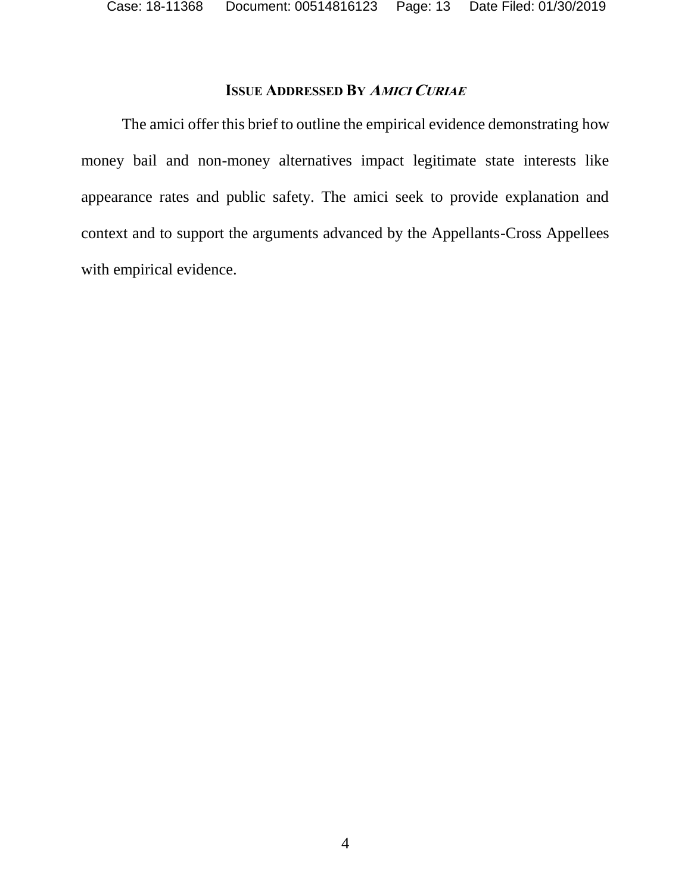## ISSUE ADDRESSED BY *AMICI CURIAE*

The amici offer this brief to outline the empirical evidence demonstrating how money bail and non-money alternatives impact legitimate state interests like appearance rates and public safety. The amici seek to provide explanation and context and to support the arguments advanced by the Appellants-Cross Appellees with empirical evidence.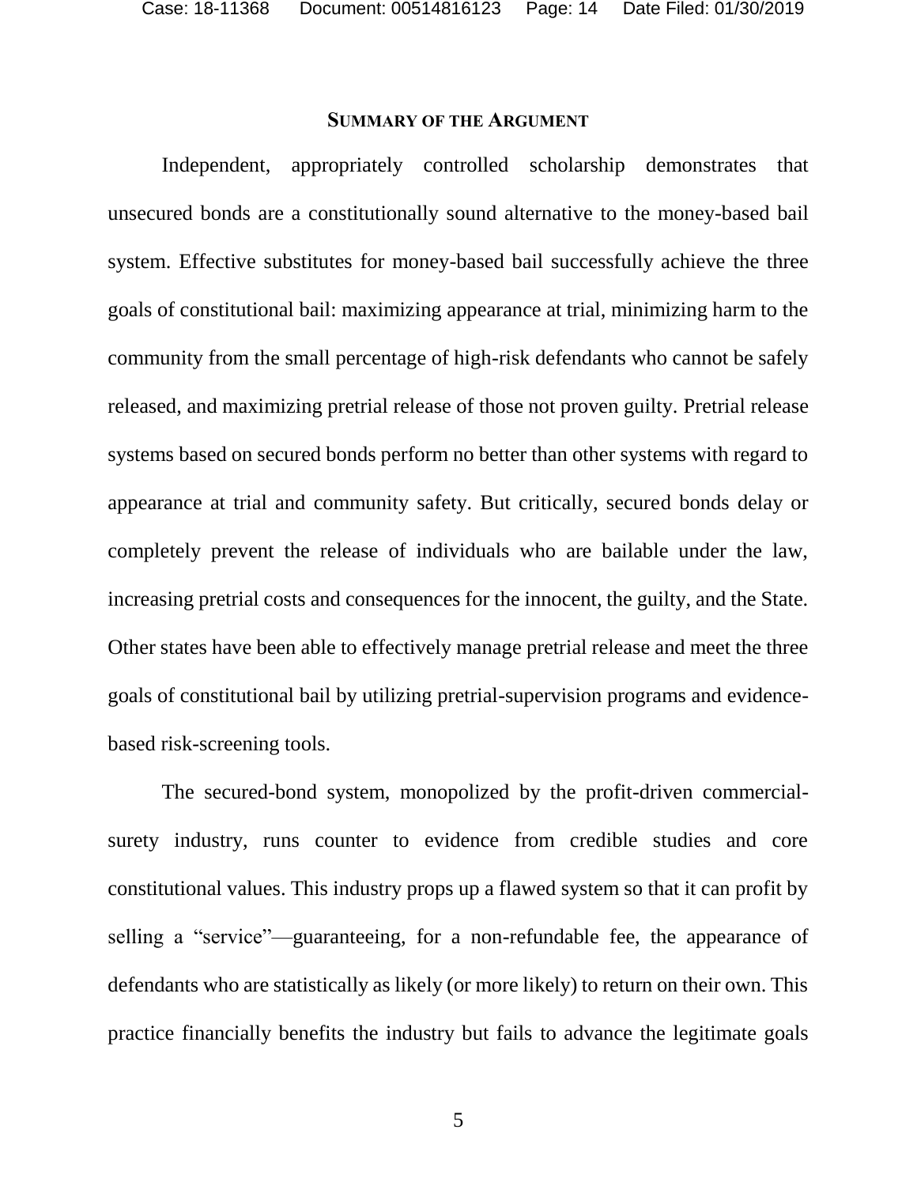## Summary of the Argument

Independent, appropriately controlled scholarship demonstrates that unsecured bonds are a constitutionally sound alternative to the money-based bail system. Effective substitutes for money-based bail successfully achieve the three goals of constitutional bail: maximizing appearance at trial, minimizing harm to the community from the small percentage of high-risk defendants who cannot be safely released, and maximizing pretrial release of those not proven guilty. Pretrial release systems based on secured bonds perform no better than other systems with regard to appearance at trial and community safety. But critically, secured bonds delay or completely prevent the release of individuals who are bailable under the law, increasing pretrial costs and consequences for the innocent, the guilty, and the State. Other states have been able to effectively manage pretrial release and meet the three goals of constitutional bail by utilizing pretrial-supervision programs and evidence-based risk-screening tools.

The secured-bond system, monopolized by the profit-driven commercial-surety industry, runs counter to evidence from credible studies and core constitutional values. This industry props up a flawed system so that it can profit by selling a "service"—guaranteeing, for a non-refundable fee, the appearance of defendants who are statistically as likely (or more likely) to return on their own. This practice financially benefits the industry but fails to advance the legitimate goals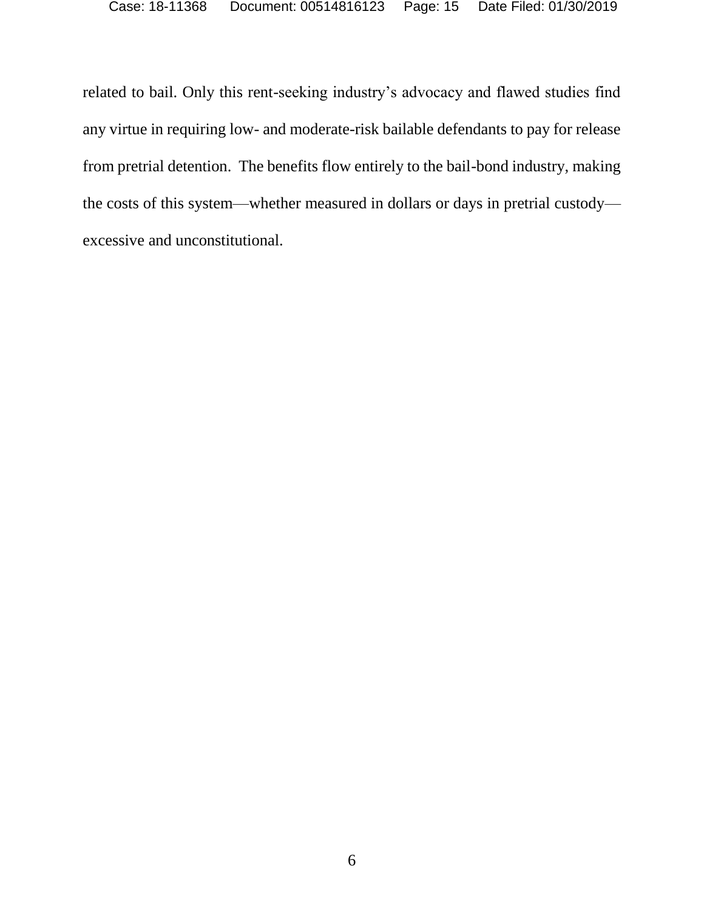related to bail. Only this rent-seeking industry's advocacy and flawed studies find any virtue in requiring low- and moderate-risk bailable defendants to pay for release from pretrial detention. The benefits flow entirely to the bail-bond industry, making the costs of this system—whether measured in dollars or days in pretrial custody—excessive and unconstitutional.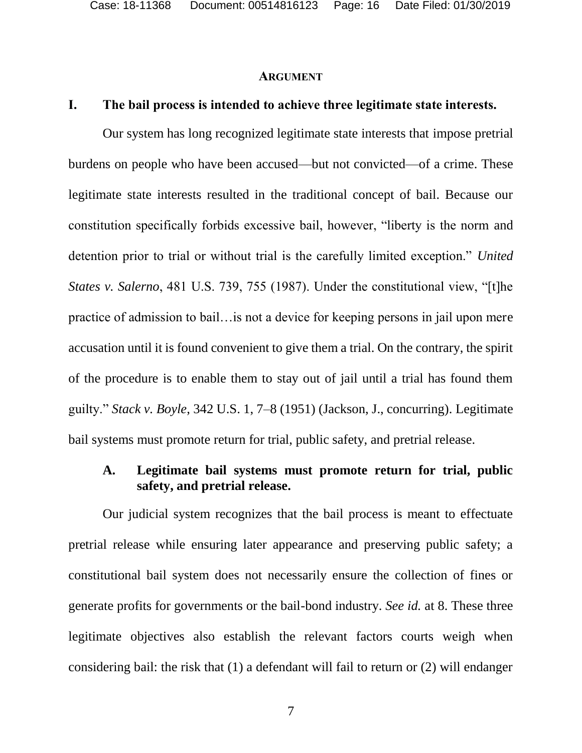## ARGUMENT

### I. The bail process is intended to achieve three legitimate state interests.

Our system has long recognized legitimate state interests that impose pretrial burdens on people who have been accused—but not convicted—of a crime. These legitimate state interests resulted in the traditional concept of bail. Because our constitution specifically forbids excessive bail, however, "liberty is the norm and detention prior to trial or without trial is the carefully limited exception." *United States v. Salerno*, 481 U.S. 739, 755 (1987). Under the constitutional view, "[t]he practice of admission to bail…is not a device for keeping persons in jail upon mere accusation until it is found convenient to give them a trial. On the contrary, the spirit of the procedure is to enable them to stay out of jail until a trial has found them guilty." *Stack v. Boyle*, 342 U.S. 1, 7–8 (1951) (Jackson, J., concurring). Legitimate bail systems must promote return for trial, public safety, and pretrial release.

#### A. Legitimate bail systems must promote return for trial, public safety, and pretrial release.

Our judicial system recognizes that the bail process is meant to effectuate pretrial release while ensuring later appearance and preserving public safety; a constitutional bail system does not necessarily ensure the collection of fines or generate profits for governments or the bail-bond industry. *See id.* at 8. These three legitimate objectives also establish the relevant factors courts weigh when considering bail: the risk that (1) a defendant will fail to return or (2) will endanger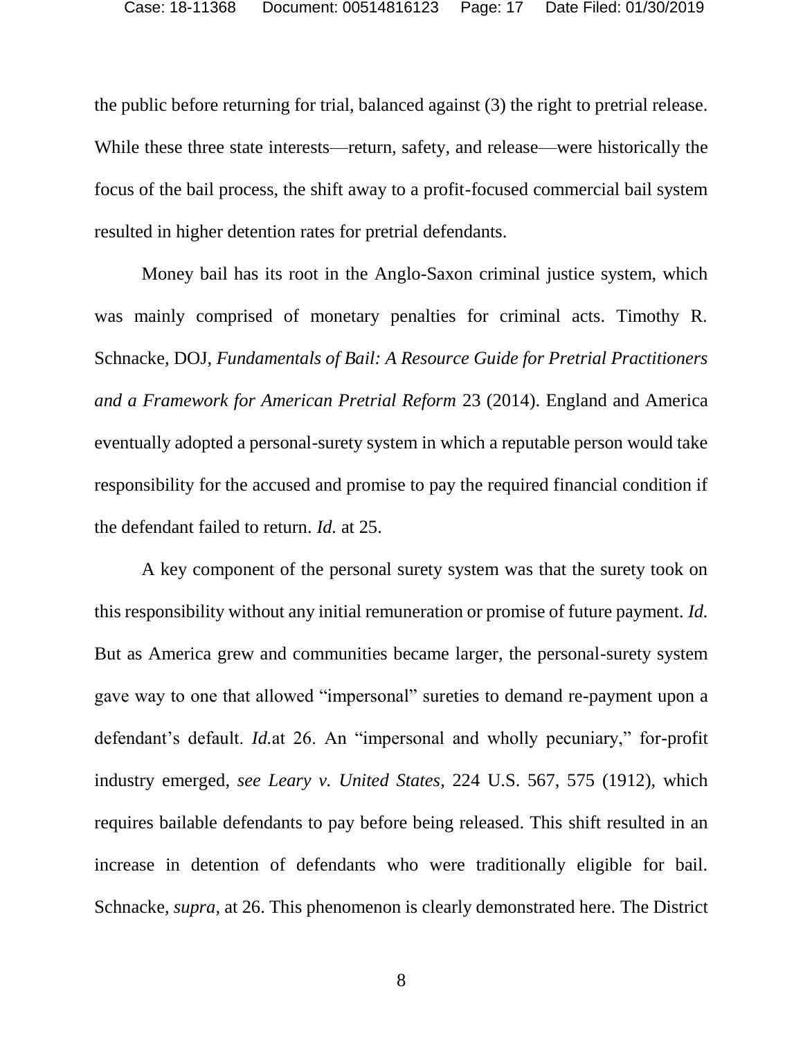the public before returning for trial, balanced against (3) the right to pretrial release. While these three state interests—return, safety, and release—were historically the focus of the bail process, the shift away to a profit-focused commercial bail system resulted in higher detention rates for pretrial defendants.

Money bail has its root in the Anglo-Saxon criminal justice system, which was mainly comprised of monetary penalties for criminal acts. Timothy R. Schnacke, DOJ, *Fundamentals of Bail: A Resource Guide for Pretrial Practitioners and a Framework for American Pretrial Reform* 23 (2014). England and America eventually adopted a personal-surety system in which a reputable person would take responsibility for the accused and promise to pay the required financial condition if the defendant failed to return. *Id.* at 25.

A key component of the personal surety system was that the surety took on this responsibility without any initial remuneration or promise of future payment. *Id.* But as America grew and communities became larger, the personal-surety system gave way to one that allowed "impersonal" sureties to demand re-payment upon a defendant's default. *Id.*at 26. An "impersonal and wholly pecuniary," for-profit industry emerged, *see Leary v. United States*, 224 U.S. 567, 575 (1912), which requires bailable defendants to pay before being released. This shift resulted in an increase in detention of defendants who were traditionally eligible for bail. Schnacke, *supra*, at 26. This phenomenon is clearly demonstrated here. The District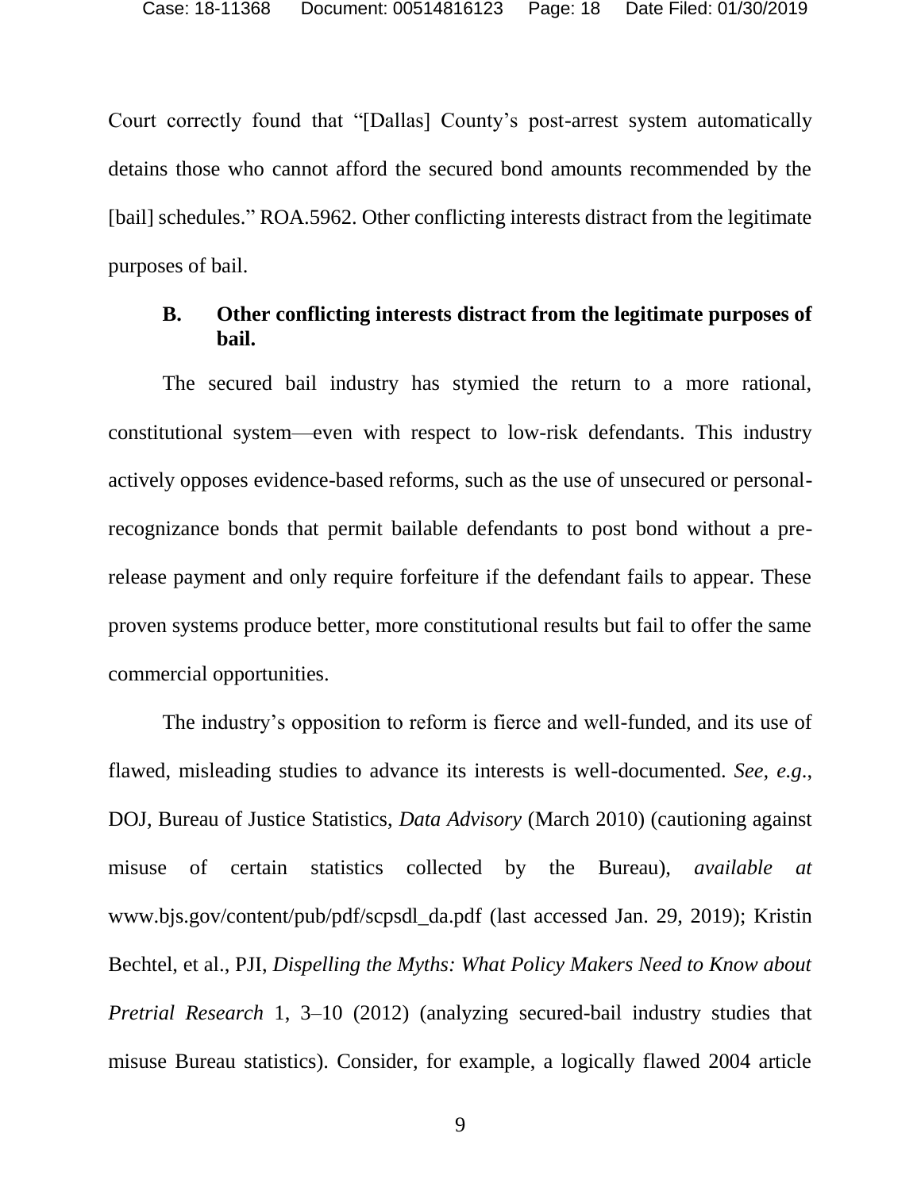Court correctly found that "[Dallas] County's post-arrest system automatically detains those who cannot afford the secured bond amounts recommended by the [bail] schedules." ROA.5962. Other conflicting interests distract from the legitimate purposes of bail.

### B. Other conflicting interests distract from the legitimate purposes of bail.

The secured bail industry has stymied the return to a more rational, constitutional system—even with respect to low-risk defendants. This industry actively opposes evidence-based reforms, such as the use of unsecured or personal-recognizance bonds that permit bailable defendants to post bond without a pre-release payment and only require forfeiture if the defendant fails to appear. These proven systems produce better, more constitutional results but fail to offer the same commercial opportunities.

The industry's opposition to reform is fierce and well-funded, and its use of flawed, misleading studies to advance its interests is well-documented. *See, e.g.*, DOJ, Bureau of Justice Statistics, *Data Advisory* (March 2010) (cautioning against misuse of certain statistics collected by the Bureau), *available at* www.bjs.gov/content/pub/pdf/scpsdl_da.pdf (last accessed Jan. 29, 2019); Kristin Bechtel, et al., PJI, *Dispelling the Myths: What Policy Makers Need to Know about Pretrial Research* 1, 3–10 (2012) (analyzing secured-bail industry studies that misuse Bureau statistics). Consider, for example, a logically flawed 2004 article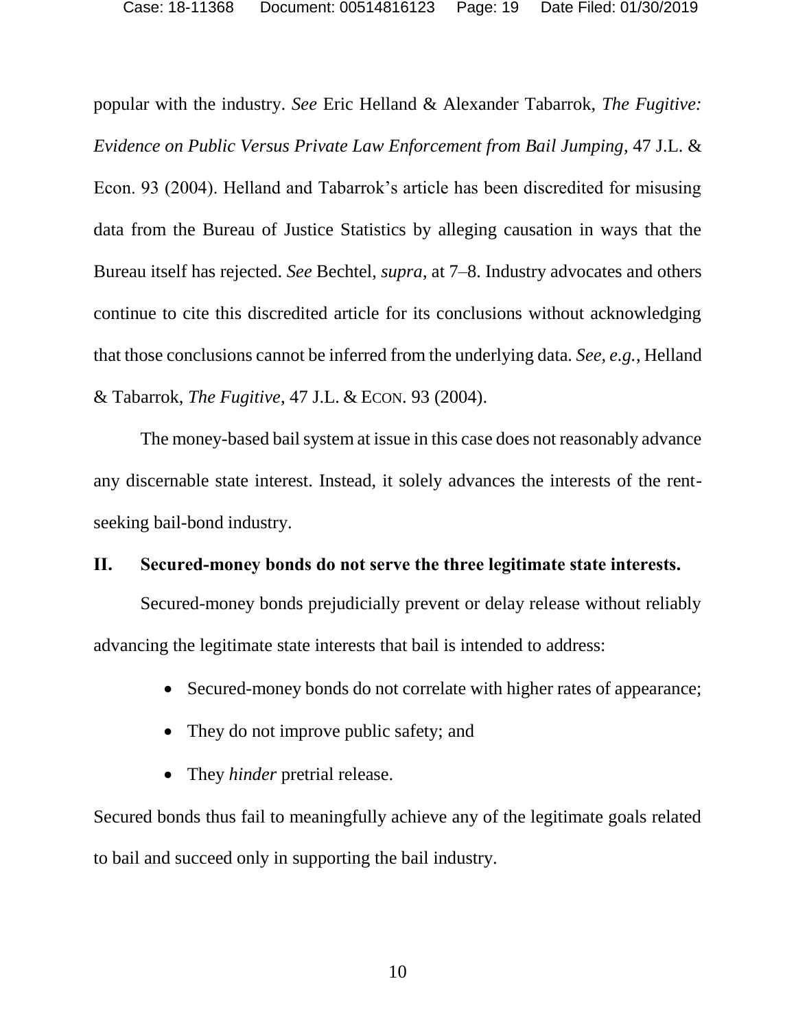popular with the industry. *See* Eric Helland & Alexander Tabarrok, *The Fugitive: Evidence on Public Versus Private Law Enforcement from Bail Jumping*, 47 J.L. & Econ. 93 (2004). Helland and Tabarrok's article has been discredited for misusing data from the Bureau of Justice Statistics by alleging causation in ways that the Bureau itself has rejected. *See* Bechtel, *supra*, at 7–8. Industry advocates and others continue to cite this discredited article for its conclusions without acknowledging that those conclusions cannot be inferred from the underlying data. *See, e.g.*, Helland & Tabarrok, *The Fugitive*, 47 J.L. & ECON. 93 (2004).

The money-based bail system at issue in this case does not reasonably advance any discernable state interest. Instead, it solely advances the interests of the rent-seeking bail-bond industry.

## II. Secured-money bonds do not serve the three legitimate state interests.

Secured-money bonds prejudicially prevent or delay release without reliably advancing the legitimate state interests that bail is intended to address:

- Secured-money bonds do not correlate with higher rates of appearance;
- They do not improve public safety; and
- They *hinder* pretrial release.

Secured bonds thus fail to meaningfully achieve any of the legitimate goals related to bail and succeed only in supporting the bail industry.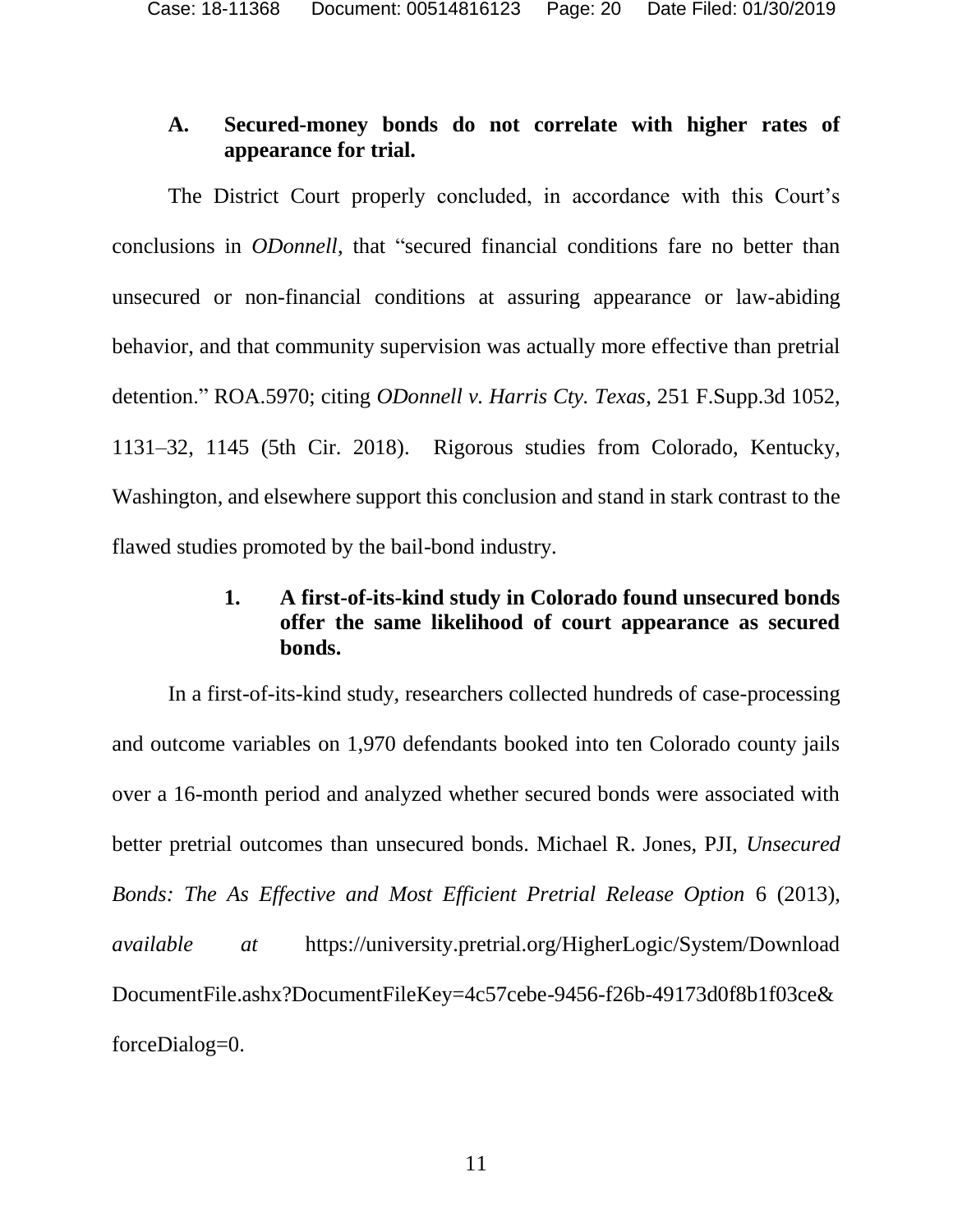### A. Secured-money bonds do not correlate with higher rates of appearance for trial.

The District Court properly concluded, in accordance with this Court's conclusions in *ODonnell*, that "secured financial conditions fare no better than unsecured or non-financial conditions at assuring appearance or law-abiding behavior, and that community supervision was actually more effective than pretrial detention." ROA.5970; citing *ODonnell v. Harris Cty. Texas*, 251 F.Supp.3d 1052, 1131–32, 1145 (5th Cir. 2018). Rigorous studies from Colorado, Kentucky, Washington, and elsewhere support this conclusion and stand in stark contrast to the flawed studies promoted by the bail-bond industry.

#### 1. A first-of-its-kind study in Colorado found unsecured bonds offer the same likelihood of court appearance as secured bonds.

In a first-of-its-kind study, researchers collected hundreds of case-processing and outcome variables on 1,970 defendants booked into ten Colorado county jails over a 16-month period and analyzed whether secured bonds were associated with better pretrial outcomes than unsecured bonds. Michael R. Jones, PJI, *Unsecured Bonds: The As Effective and Most Efficient Pretrial Release Option* 6 (2013), *available at* https://university.pretrial.org/HigherLogic/System/DownloadDocumentFile.ashx?DocumentFileKey=4c57cebe-9456-f26b-49173d0f8b1f03ce&forceDialog=0.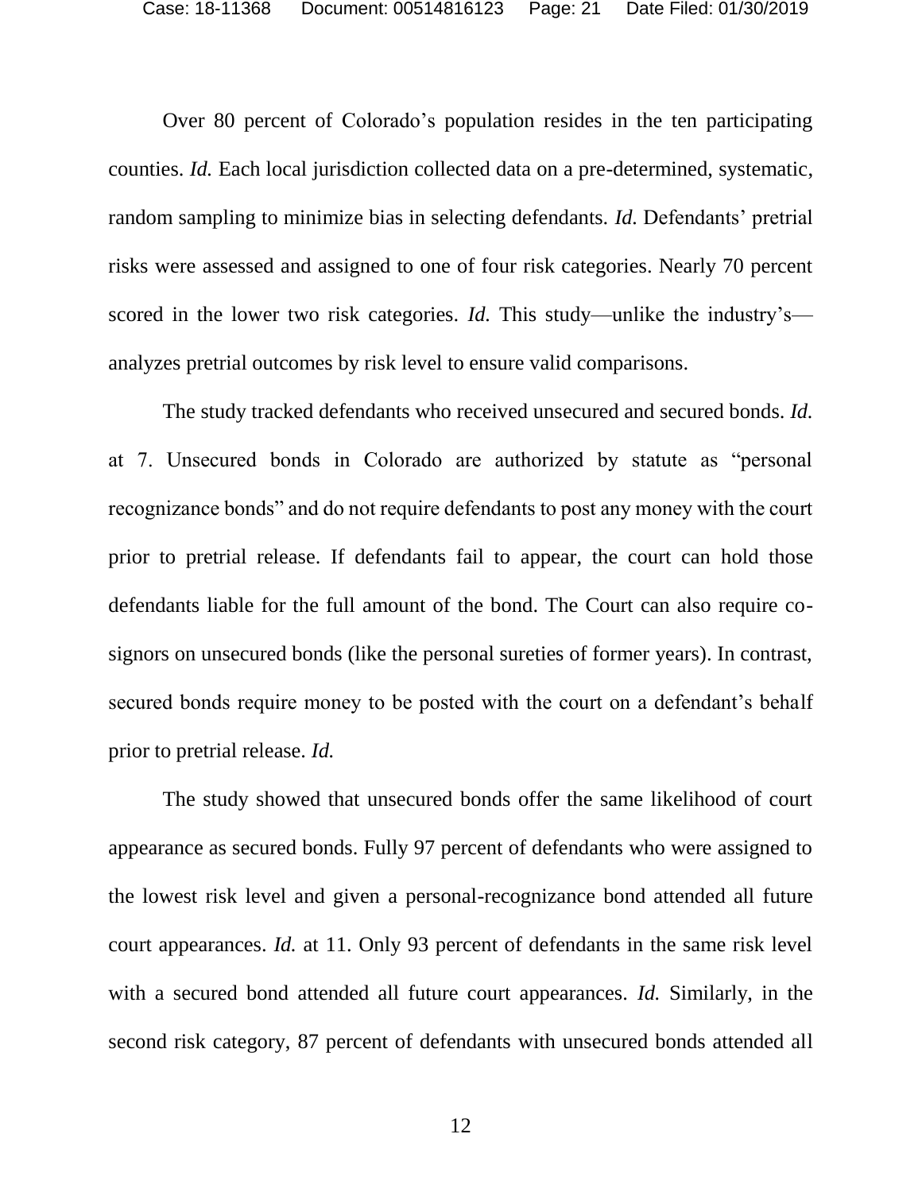Over 80 percent of Colorado's population resides in the ten participating counties. *Id.* Each local jurisdiction collected data on a pre-determined, systematic, random sampling to minimize bias in selecting defendants. *Id.* Defendants' pretrial risks were assessed and assigned to one of four risk categories. Nearly 70 percent scored in the lower two risk categories. *Id.* This study—unlike the industry's—analyzes pretrial outcomes by risk level to ensure valid comparisons.

The study tracked defendants who received unsecured and secured bonds. *Id.* at 7. Unsecured bonds in Colorado are authorized by statute as "personal recognizance bonds" and do not require defendants to post any money with the court prior to pretrial release. If defendants fail to appear, the court can hold those defendants liable for the full amount of the bond. The Court can also require co-signors on unsecured bonds (like the personal sureties of former years). In contrast, secured bonds require money to be posted with the court on a defendant's behalf prior to pretrial release. *Id.*

The study showed that unsecured bonds offer the same likelihood of court appearance as secured bonds. Fully 97 percent of defendants who were assigned to the lowest risk level and given a personal-recognizance bond attended all future court appearances. *Id.* at 11. Only 93 percent of defendants in the same risk level with a secured bond attended all future court appearances. *Id.* Similarly, in the second risk category, 87 percent of defendants with unsecured bonds attended all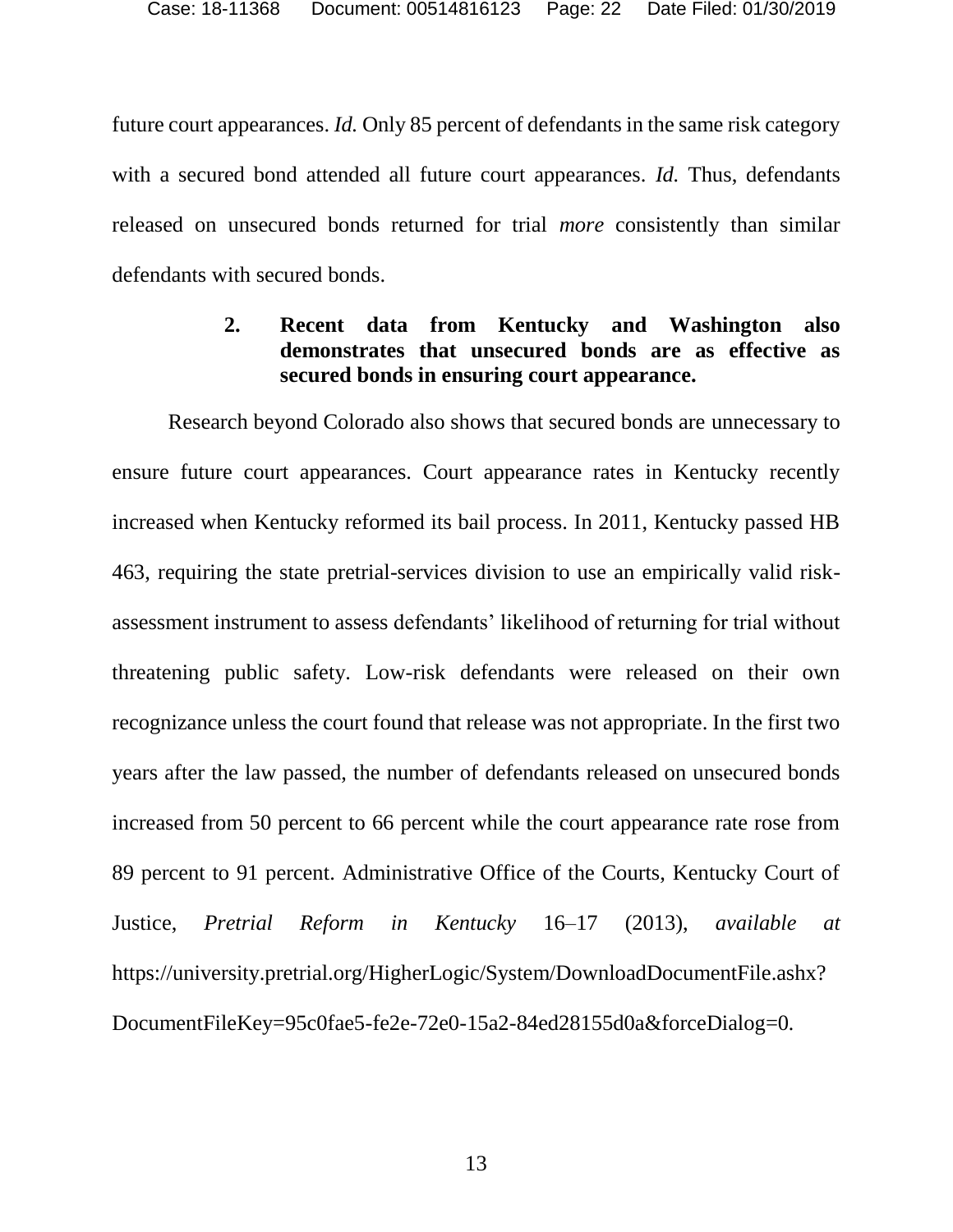future court appearances. *Id.* Only 85 percent of defendants in the same risk category with a secured bond attended all future court appearances. *Id.* Thus, defendants released on unsecured bonds returned for trial *more* consistently than similar defendants with secured bonds.

### 2. Recent data from Kentucky and Washington also demonstrates that unsecured bonds are as effective as secured bonds in ensuring court appearance.

Research beyond Colorado also shows that secured bonds are unnecessary to ensure future court appearances. Court appearance rates in Kentucky recently increased when Kentucky reformed its bail process. In 2011, Kentucky passed HB 463, requiring the state pretrial-services division to use an empirically valid risk-assessment instrument to assess defendants' likelihood of returning for trial without threatening public safety. Low-risk defendants were released on their own recognizance unless the court found that release was not appropriate. In the first two years after the law passed, the number of defendants released on unsecured bonds increased from 50 percent to 66 percent while the court appearance rate rose from 89 percent to 91 percent. Administrative Office of the Courts, Kentucky Court of Justice, *Pretrial Reform in Kentucky* 16–17 (2013), *available at* https://university.pretrial.org/HigherLogic/System/DownloadDocumentFile.ashx?DocumentFileKey=95c0fae5-fe2e-72e0-15a2-84ed28155d0a&forceDialog=0.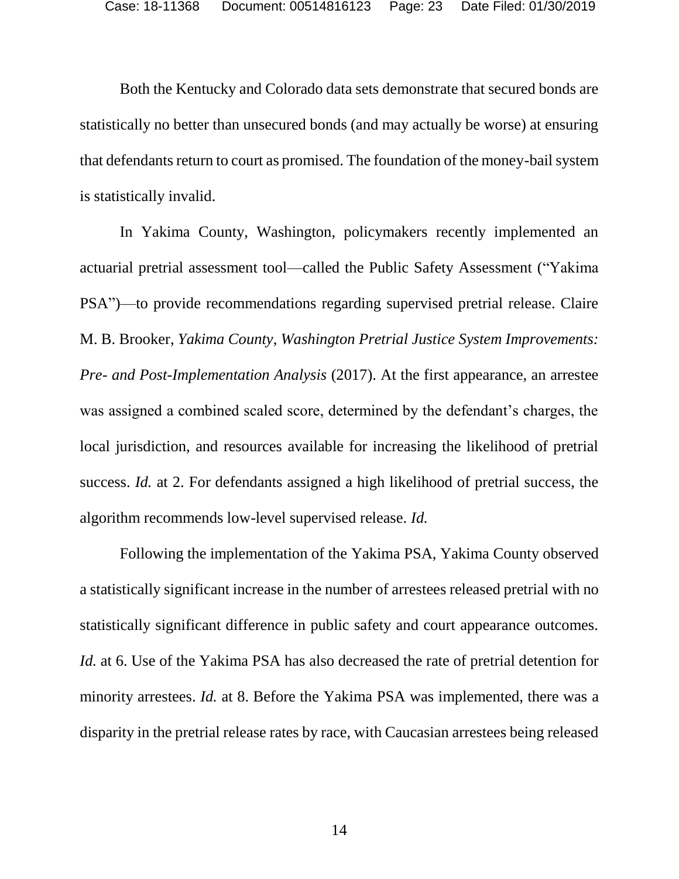Both the Kentucky and Colorado data sets demonstrate that secured bonds are statistically no better than unsecured bonds (and may actually be worse) at ensuring that defendants return to court as promised. The foundation of the money-bail system is statistically invalid.

In Yakima County, Washington, policymakers recently implemented an actuarial pretrial assessment tool—called the Public Safety Assessment ("Yakima PSA")—to provide recommendations regarding supervised pretrial release. Claire M. B. Brooker, *Yakima County, Washington Pretrial Justice System Improvements: Pre- and Post-Implementation Analysis* (2017). At the first appearance, an arrestee was assigned a combined scaled score, determined by the defendant's charges, the local jurisdiction, and resources available for increasing the likelihood of pretrial success. *Id.* at 2. For defendants assigned a high likelihood of pretrial success, the algorithm recommends low-level supervised release. *Id.*

Following the implementation of the Yakima PSA, Yakima County observed a statistically significant increase in the number of arrestees released pretrial with no statistically significant difference in public safety and court appearance outcomes. *Id.* at 6. Use of the Yakima PSA has also decreased the rate of pretrial detention for minority arrestees. *Id.* at 8. Before the Yakima PSA was implemented, there was a disparity in the pretrial release rates by race, with Caucasian arrestees being released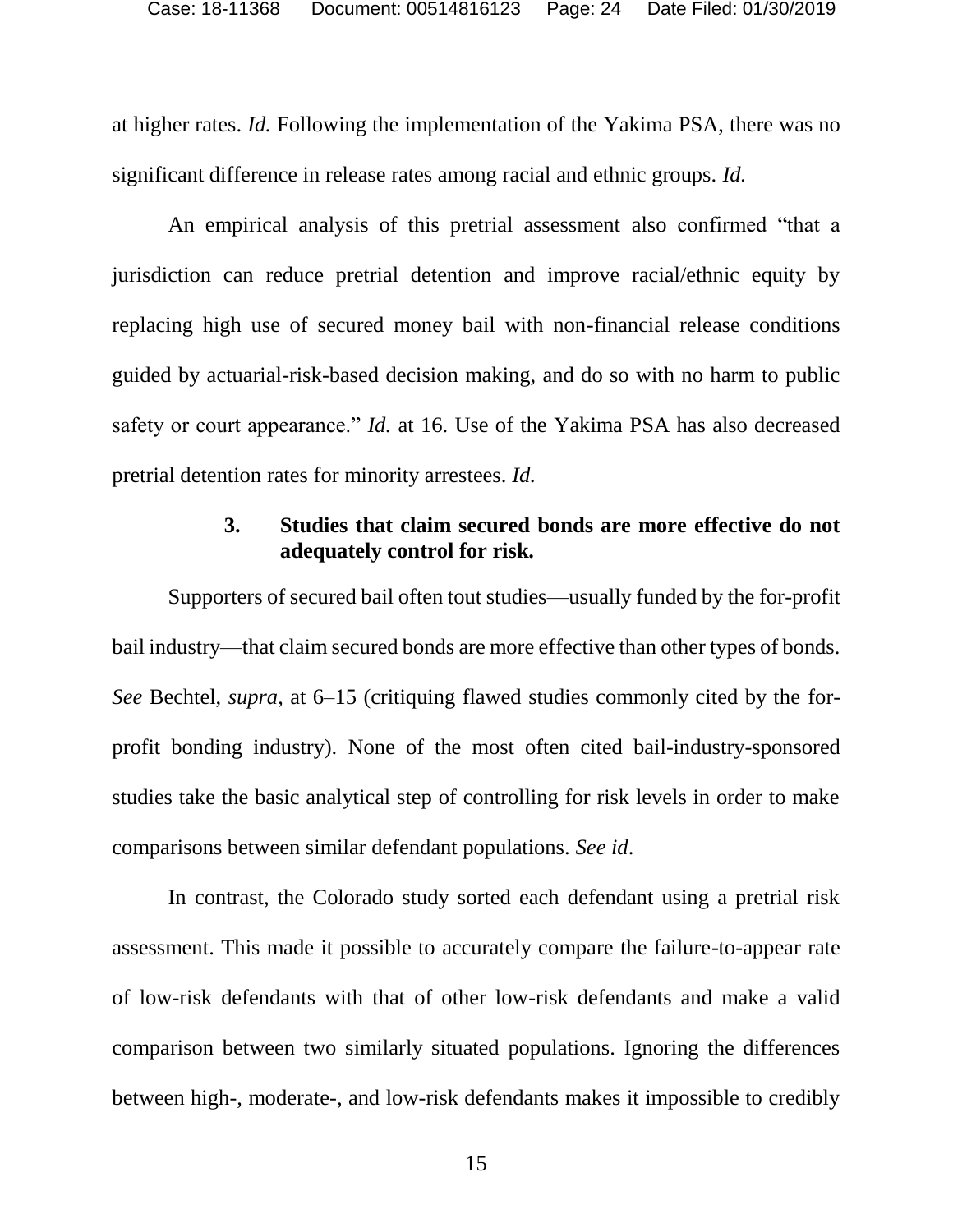at higher rates. *Id.* Following the implementation of the Yakima PSA, there was no significant difference in release rates among racial and ethnic groups. *Id.*

An empirical analysis of this pretrial assessment also confirmed "that a jurisdiction can reduce pretrial detention and improve racial/ethnic equity by replacing high use of secured money bail with non-financial release conditions guided by actuarial-risk-based decision making, and do so with no harm to public safety or court appearance." *Id.* at 16. Use of the Yakima PSA has also decreased pretrial detention rates for minority arrestees. *Id.*

### 3. Studies that claim secured bonds are more effective do not adequately control for risk.

Supporters of secured bail often tout studies—usually funded by the for-profit bail industry—that claim secured bonds are more effective than other types of bonds. *See* Bechtel, *supra*, at 6–15 (critiquing flawed studies commonly cited by the for-profit bonding industry). None of the most often cited bail-industry-sponsored studies take the basic analytical step of controlling for risk levels in order to make comparisons between similar defendant populations. *See id*.

In contrast, the Colorado study sorted each defendant using a pretrial risk assessment. This made it possible to accurately compare the failure-to-appear rate of low-risk defendants with that of other low-risk defendants and make a valid comparison between two similarly situated populations. Ignoring the differences between high-, moderate-, and low-risk defendants makes it impossible to credibly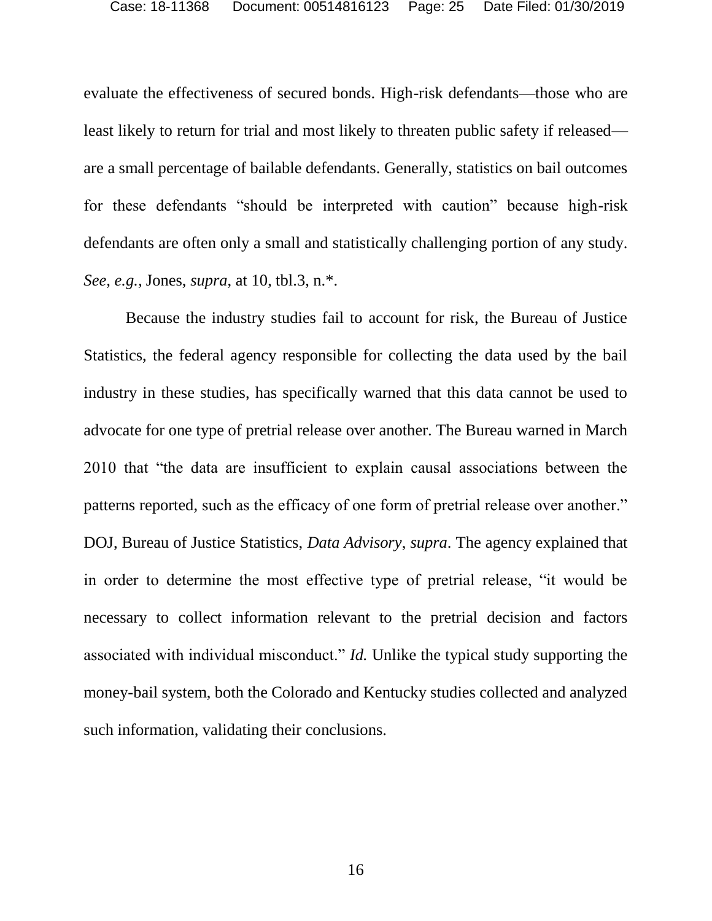evaluate the effectiveness of secured bonds. High-risk defendants—those who are least likely to return for trial and most likely to threaten public safety if released—are a small percentage of bailable defendants. Generally, statistics on bail outcomes for these defendants "should be interpreted with caution" because high-risk defendants are often only a small and statistically challenging portion of any study. *See, e.g.*, Jones, *supra*, at 10, tbl.3, n.*.

Because the industry studies fail to account for risk, the Bureau of Justice Statistics, the federal agency responsible for collecting the data used by the bail industry in these studies, has specifically warned that this data cannot be used to advocate for one type of pretrial release over another. The Bureau warned in March 2010 that "the data are insufficient to explain causal associations between the patterns reported, such as the efficacy of one form of pretrial release over another." DOJ, Bureau of Justice Statistics, *Data Advisory*, *supra*. The agency explained that in order to determine the most effective type of pretrial release, "it would be necessary to collect information relevant to the pretrial decision and factors associated with individual misconduct." *Id.* Unlike the typical study supporting the money-bail system, both the Colorado and Kentucky studies collected and analyzed such information, validating their conclusions.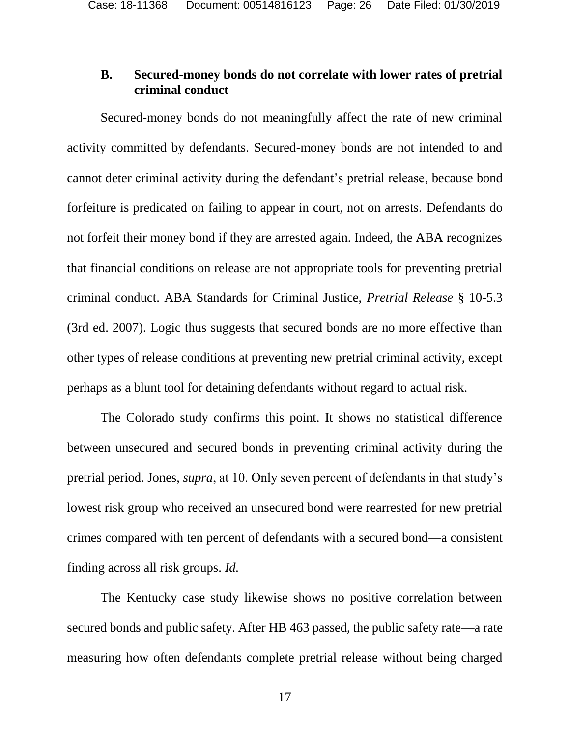### B. Secured-money bonds do not correlate with lower rates of pretrial criminal conduct

Secured-money bonds do not meaningfully affect the rate of new criminal activity committed by defendants. Secured-money bonds are not intended to and cannot deter criminal activity during the defendant's pretrial release, because bond forfeiture is predicated on failing to appear in court, not on arrests. Defendants do not forfeit their money bond if they are arrested again. Indeed, the ABA recognizes that financial conditions on release are not appropriate tools for preventing pretrial criminal conduct. ABA Standards for Criminal Justice, *Pretrial Release* § 10-5.3 (3rd ed. 2007). Logic thus suggests that secured bonds are no more effective than other types of release conditions at preventing new pretrial criminal activity, except perhaps as a blunt tool for detaining defendants without regard to actual risk.

The Colorado study confirms this point. It shows no statistical difference between unsecured and secured bonds in preventing criminal activity during the pretrial period. Jones, *supra*, at 10. Only seven percent of defendants in that study's lowest risk group who received an unsecured bond were rearrested for new pretrial crimes compared with ten percent of defendants with a secured bond—a consistent finding across all risk groups. *Id.*

The Kentucky case study likewise shows no positive correlation between secured bonds and public safety. After HB 463 passed, the public safety rate—a rate measuring how often defendants complete pretrial release without being charged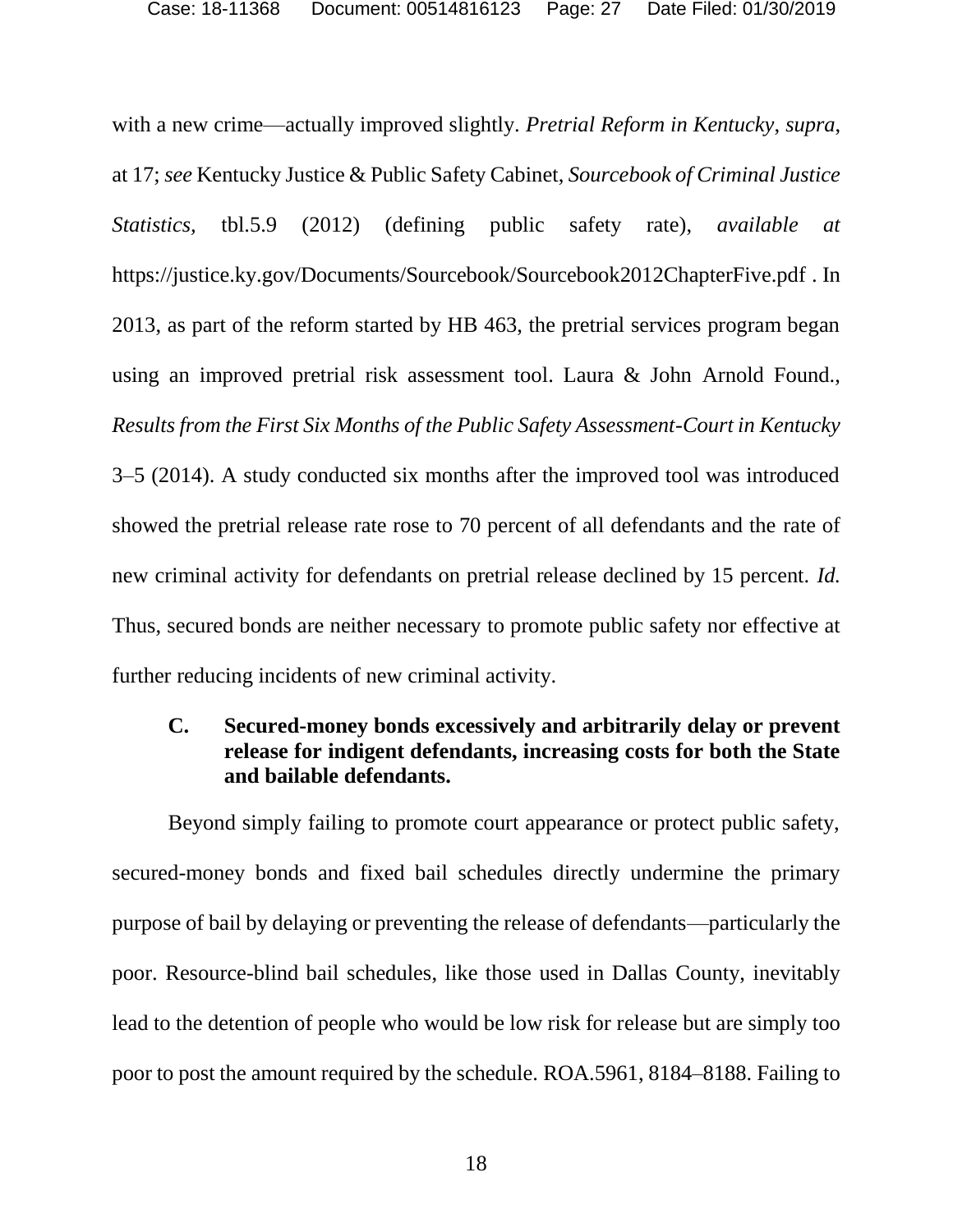with a new crime—actually improved slightly. *Pretrial Reform in Kentucky*, *supra*, at 17; *see* Kentucky Justice & Public Safety Cabinet, *Sourcebook of Criminal Justice Statistics*, tbl.5.9 (2012) (defining public safety rate), *available at* https://justice.ky.gov/Documents/Sourcebook/Sourcebook2012ChapterFive.pdf . In 2013, as part of the reform started by HB 463, the pretrial services program began using an improved pretrial risk assessment tool. Laura & John Arnold Found., *Results from the First Six Months of the Public Safety Assessment-Court in Kentucky* 3–5 (2014). A study conducted six months after the improved tool was introduced showed the pretrial release rate rose to 70 percent of all defendants and the rate of new criminal activity for defendants on pretrial release declined by 15 percent. *Id.* Thus, secured bonds are neither necessary to promote public safety nor effective at further reducing incidents of new criminal activity.

### C. Secured-money bonds excessively and arbitrarily delay or prevent release for indigent defendants, increasing costs for both the State and bailable defendants.

Beyond simply failing to promote court appearance or protect public safety, secured-money bonds and fixed bail schedules directly undermine the primary purpose of bail by delaying or preventing the release of defendants—particularly the poor. Resource-blind bail schedules, like those used in Dallas County, inevitably lead to the detention of people who would be low risk for release but are simply too poor to post the amount required by the schedule. ROA.5961, 8184–8188. Failing to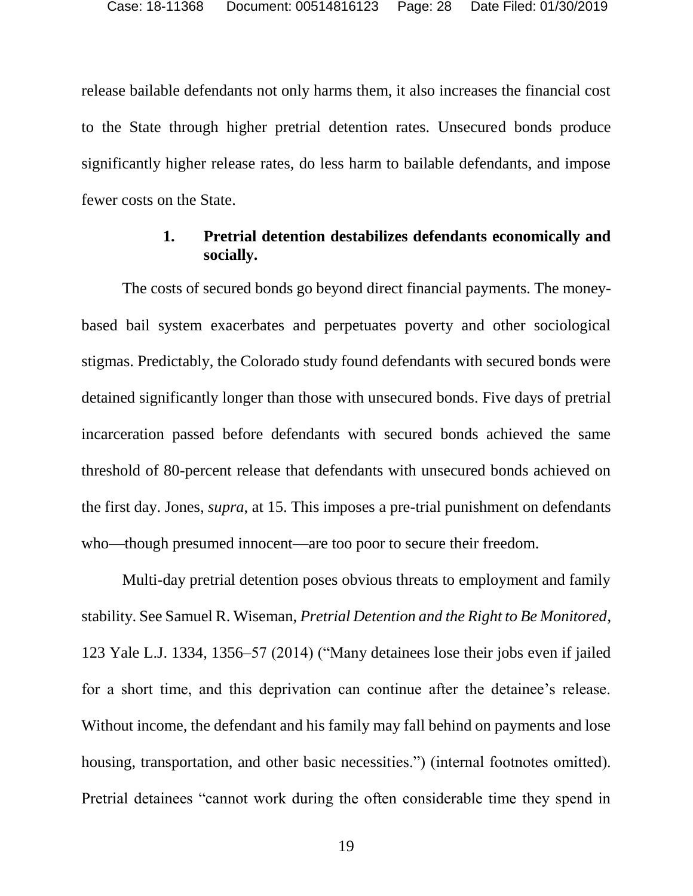release bailable defendants not only harms them, it also increases the financial cost to the State through higher pretrial detention rates. Unsecured bonds produce significantly higher release rates, do less harm to bailable defendants, and impose fewer costs on the State.

### 1. Pretrial detention destabilizes defendants economically and socially.

The costs of secured bonds go beyond direct financial payments. The money-based bail system exacerbates and perpetuates poverty and other sociological stigmas. Predictably, the Colorado study found defendants with secured bonds were detained significantly longer than those with unsecured bonds. Five days of pretrial incarceration passed before defendants with secured bonds achieved the same threshold of 80-percent release that defendants with unsecured bonds achieved on the first day. Jones, *supra*, at 15. This imposes a pre-trial punishment on defendants who—though presumed innocent—are too poor to secure their freedom.

Multi-day pretrial detention poses obvious threats to employment and family stability. See Samuel R. Wiseman, *Pretrial Detention and the Right to Be Monitored*, 123 Yale L.J. 1334, 1356–57 (2014) ("Many detainees lose their jobs even if jailed for a short time, and this deprivation can continue after the detainee's release. Without income, the defendant and his family may fall behind on payments and lose housing, transportation, and other basic necessities.") (internal footnotes omitted). Pretrial detainees "cannot work during the often considerable time they spend in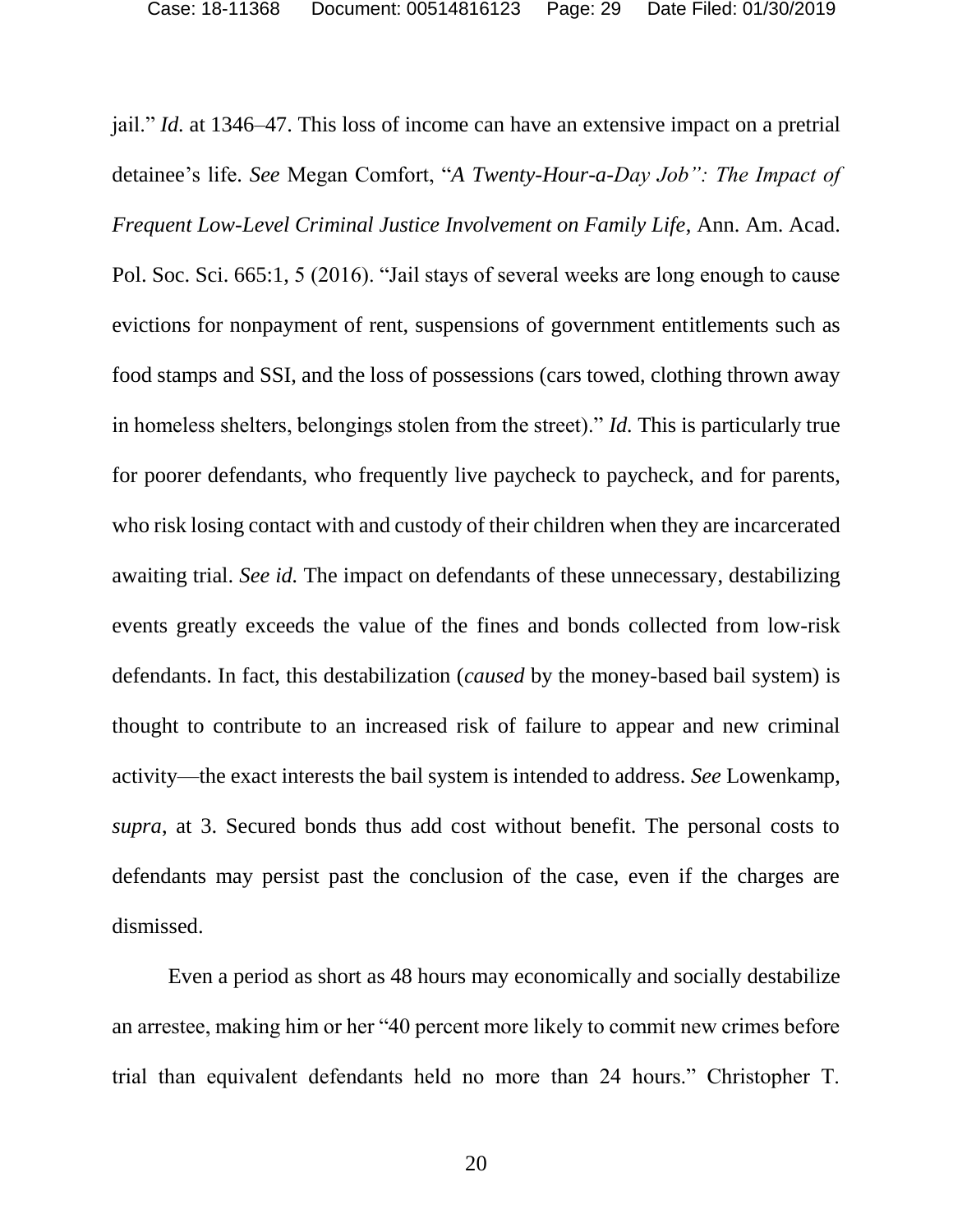jail." *Id.* at 1346–47. This loss of income can have an extensive impact on a pretrial detainee's life. *See* Megan Comfort, "*A Twenty-Hour-a-Day Job": The Impact of Frequent Low-Level Criminal Justice Involvement on Family Life*, Ann. Am. Acad. Pol. Soc. Sci. 665:1, 5 (2016). "Jail stays of several weeks are long enough to cause evictions for nonpayment of rent, suspensions of government entitlements such as food stamps and SSI, and the loss of possessions (cars towed, clothing thrown away in homeless shelters, belongings stolen from the street)." *Id.* This is particularly true for poorer defendants, who frequently live paycheck to paycheck, and for parents, who risk losing contact with and custody of their children when they are incarcerated awaiting trial. *See id.* The impact on defendants of these unnecessary, destabilizing events greatly exceeds the value of the fines and bonds collected from low-risk defendants. In fact, this destabilization (*caused* by the money-based bail system) is thought to contribute to an increased risk of failure to appear and new criminal activity—the exact interests the bail system is intended to address. *See* Lowenkamp, *supra*, at 3. Secured bonds thus add cost without benefit. The personal costs to defendants may persist past the conclusion of the case, even if the charges are dismissed.

Even a period as short as 48 hours may economically and socially destabilize an arrestee, making him or her "40 percent more likely to commit new crimes before trial than equivalent defendants held no more than 24 hours." Christopher T.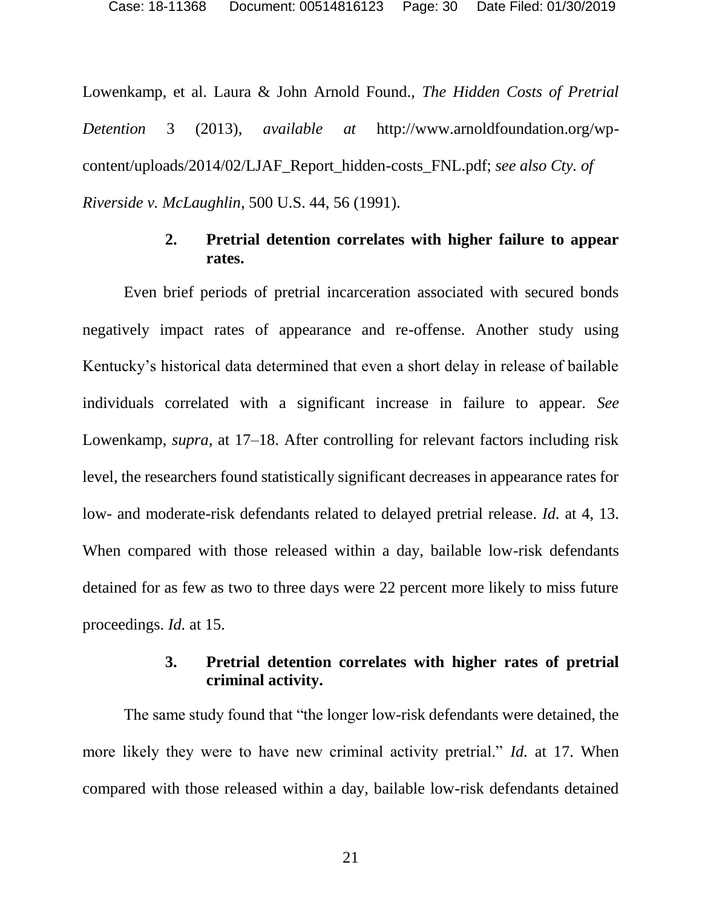Lowenkamp, et al. Laura & John Arnold Found., *The Hidden Costs of Pretrial Detention* 3 (2013), *available at* http://www.arnoldfoundation.org/wp-content/uploads/2014/02/LJAF_Report_hidden-costs_FNL.pdf; *see also Cty. of Riverside v. McLaughlin*, 500 U.S. 44, 56 (1991).

### 2. Pretrial detention correlates with higher failure to appear rates.

Even brief periods of pretrial incarceration associated with secured bonds negatively impact rates of appearance and re-offense. Another study using Kentucky's historical data determined that even a short delay in release of bailable individuals correlated with a significant increase in failure to appear. *See* Lowenkamp, *supra*, at 17–18. After controlling for relevant factors including risk level, the researchers found statistically significant decreases in appearance rates for low- and moderate-risk defendants related to delayed pretrial release. *Id.* at 4, 13. When compared with those released within a day, bailable low-risk defendants detained for as few as two to three days were 22 percent more likely to miss future proceedings. *Id.* at 15.

### 3. Pretrial detention correlates with higher rates of pretrial criminal activity.

The same study found that "the longer low-risk defendants were detained, the more likely they were to have new criminal activity pretrial." *Id.* at 17. When compared with those released within a day, bailable low-risk defendants detained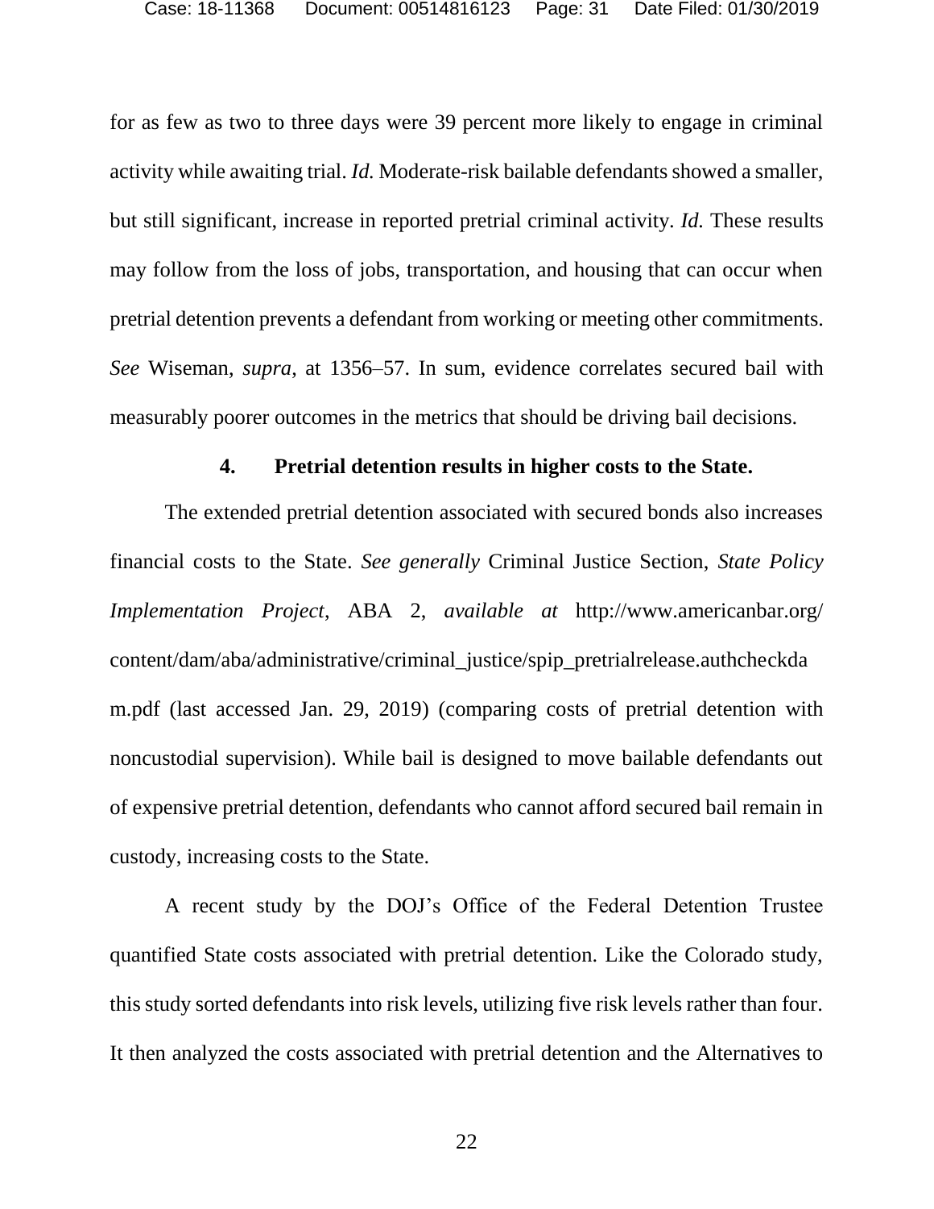for as few as two to three days were 39 percent more likely to engage in criminal activity while awaiting trial. *Id.* Moderate-risk bailable defendants showed a smaller, but still significant, increase in reported pretrial criminal activity. *Id.* These results may follow from the loss of jobs, transportation, and housing that can occur when pretrial detention prevents a defendant from working or meeting other commitments. *See* Wiseman, *supra*, at 1356–57. In sum, evidence correlates secured bail with measurably poorer outcomes in the metrics that should be driving bail decisions.

#### 4. Pretrial detention results in higher costs to the State.

The extended pretrial detention associated with secured bonds also increases financial costs to the State. *See generally* Criminal Justice Section, *State Policy Implementation Project*, ABA 2, *available at* http://www.americanbar.org/content/dam/aba/administrative/criminal_justice/spip_pretrialrelease.authcheckdam.pdf (last accessed Jan. 29, 2019) (comparing costs of pretrial detention with noncustodial supervision). While bail is designed to move bailable defendants out of expensive pretrial detention, defendants who cannot afford secured bail remain in custody, increasing costs to the State.

A recent study by the DOJ's Office of the Federal Detention Trustee quantified State costs associated with pretrial detention. Like the Colorado study, this study sorted defendants into risk levels, utilizing five risk levels rather than four. It then analyzed the costs associated with pretrial detention and the Alternatives to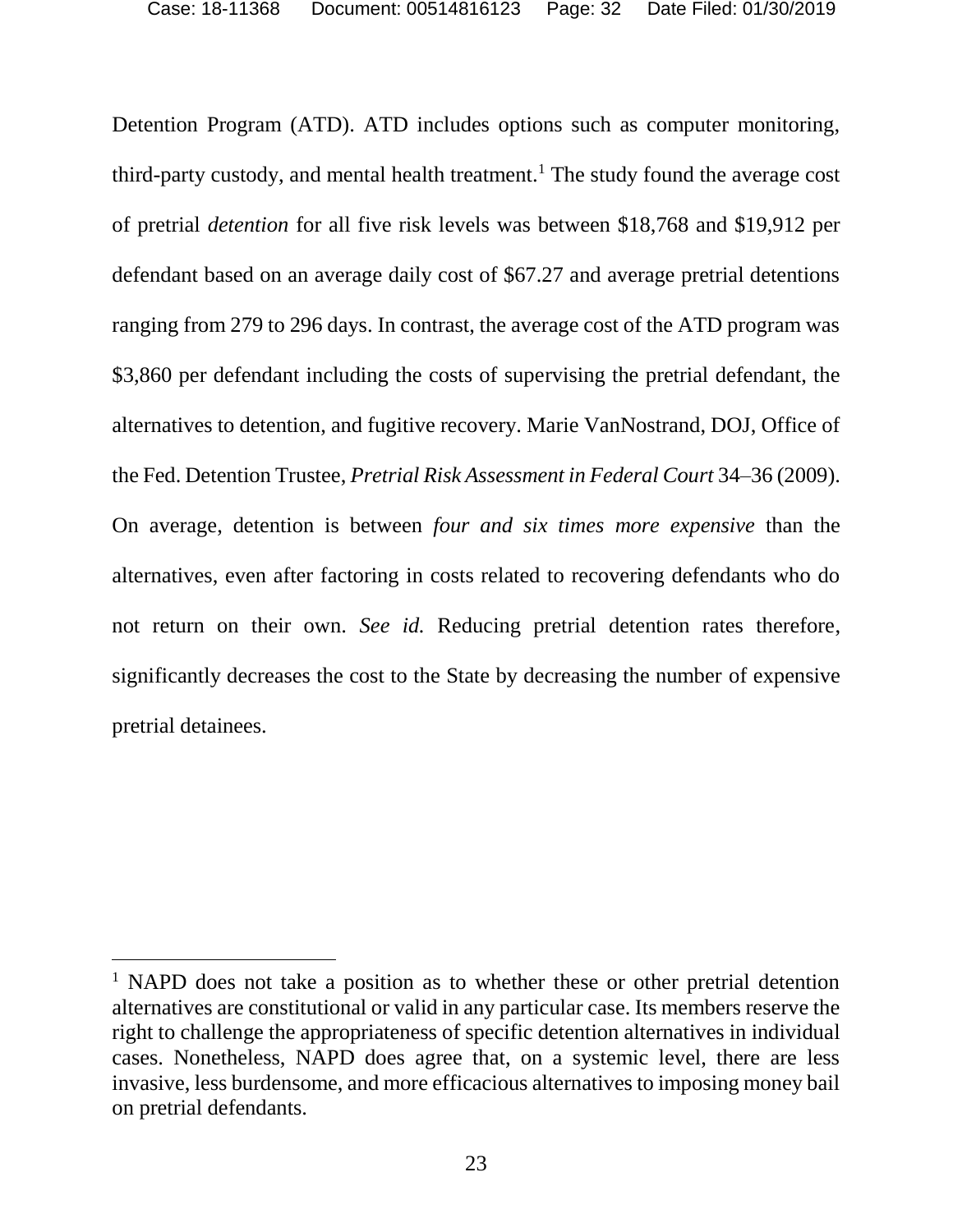Detention Program (ATD). ATD includes options such as computer monitoring, third-party custody, and mental health treatment.[1] The study found the average cost of pretrial *detention* for all five risk levels was between $18,768 and $19,912 per defendant based on an average daily cost of $67.27 and average pretrial detentions ranging from 279 to 296 days. In contrast, the average cost of the ATD program was $3,860 per defendant including the costs of supervising the pretrial defendant, the alternatives to detention, and fugitive recovery. Marie VanNostrand, DOJ, Office of the Fed. Detention Trustee, *Pretrial Risk Assessment in Federal Court* 34–36 (2009). On average, detention is between *four and six times more expensive* than the alternatives, even after factoring in costs related to recovering defendants who do not return on their own. *See id.* Reducing pretrial detention rates therefore, significantly decreases the cost to the State by decreasing the number of expensive pretrial detainees.

[1] NAPD does not take a position as to whether these or other pretrial detention alternatives are constitutional or valid in any particular case. Its members reserve the right to challenge the appropriateness of specific detention alternatives in individual cases. Nonetheless, NAPD does agree that, on a systemic level, there are less invasive, less burdensome, and more efficacious alternatives to imposing money bail on pretrial defendants.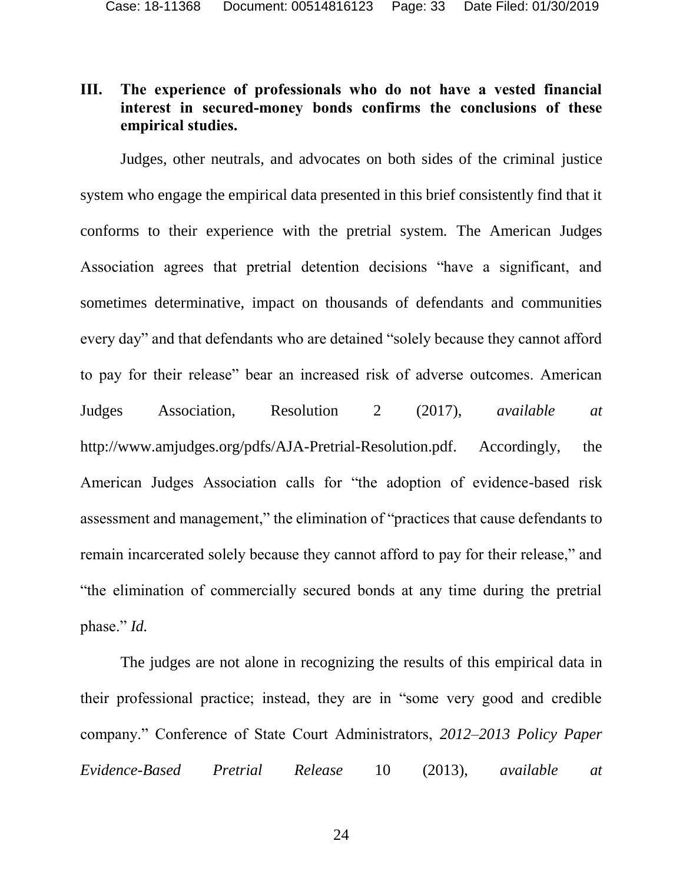### III. The experience of professionals who do not have a vested financial interest in secured-money bonds confirms the conclusions of these empirical studies.

Judges, other neutrals, and advocates on both sides of the criminal justice system who engage the empirical data presented in this brief consistently find that it conforms to their experience with the pretrial system. The American Judges Association agrees that pretrial detention decisions "have a significant, and sometimes determinative, impact on thousands of defendants and communities every day" and that defendants who are detained "solely because they cannot afford to pay for their release" bear an increased risk of adverse outcomes. American Judges Association, Resolution 2 (2017), *available at* http://www.amjudges.org/pdfs/AJA-Pretrial-Resolution.pdf. Accordingly, the American Judges Association calls for "the adoption of evidence-based risk assessment and management," the elimination of "practices that cause defendants to remain incarcerated solely because they cannot afford to pay for their release," and "the elimination of commercially secured bonds at any time during the pretrial phase." *Id.*

The judges are not alone in recognizing the results of this empirical data in their professional practice; instead, they are in "some very good and credible company." Conference of State Court Administrators, *2012–2013 Policy Paper Evidence-Based Pretrial Release* 10 (2013), *available at*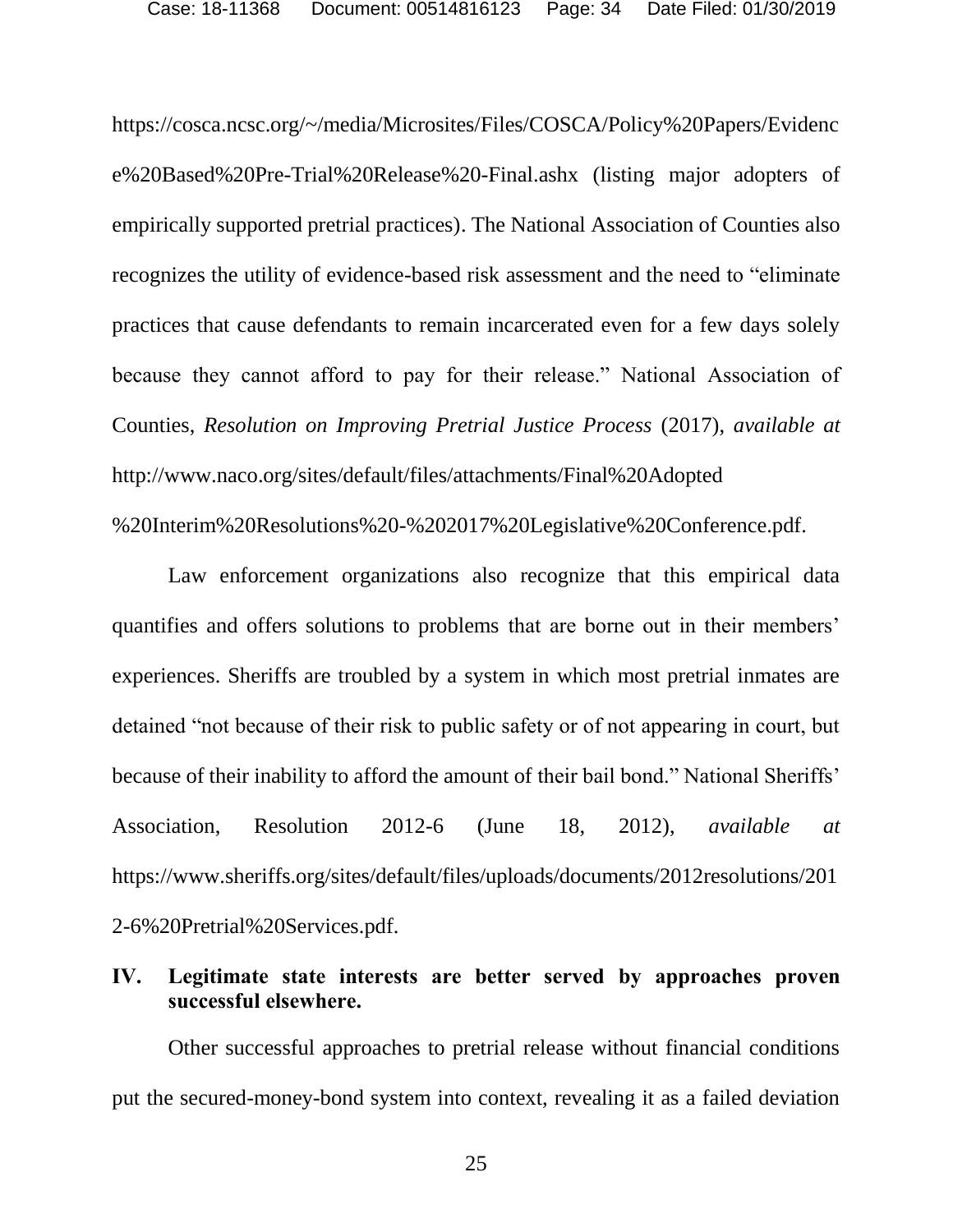https://cosca.ncsc.org/~/media/Microsites/Files/COSCA/Policy%20Papers/Evidence%20Based%20Pre-Trial%20Release%20-Final.ashx (listing major adopters of empirically supported pretrial practices). The National Association of Counties also recognizes the utility of evidence-based risk assessment and the need to "eliminate practices that cause defendants to remain incarcerated even for a few days solely because they cannot afford to pay for their release." National Association of Counties, *Resolution on Improving Pretrial Justice Process* (2017), *available at* http://www.naco.org/sites/default/files/attachments/Final%20Adopted%20Interim%20Resolutions%20-%202017%20Legislative%20Conference.pdf.

Law enforcement organizations also recognize that this empirical data quantifies and offers solutions to problems that are borne out in their members' experiences. Sheriffs are troubled by a system in which most pretrial inmates are detained "not because of their risk to public safety or of not appearing in court, but because of their inability to afford the amount of their bail bond." National Sheriffs' Association, Resolution 2012-6 (June 18, 2012), *available at* https://www.sheriffs.org/sites/default/files/uploads/documents/2012resolutions/2012-6%20Pretrial%20Services.pdf.

## IV. Legitimate state interests are better served by approaches proven successful elsewhere.

Other successful approaches to pretrial release without financial conditions put the secured-money-bond system into context, revealing it as a failed deviation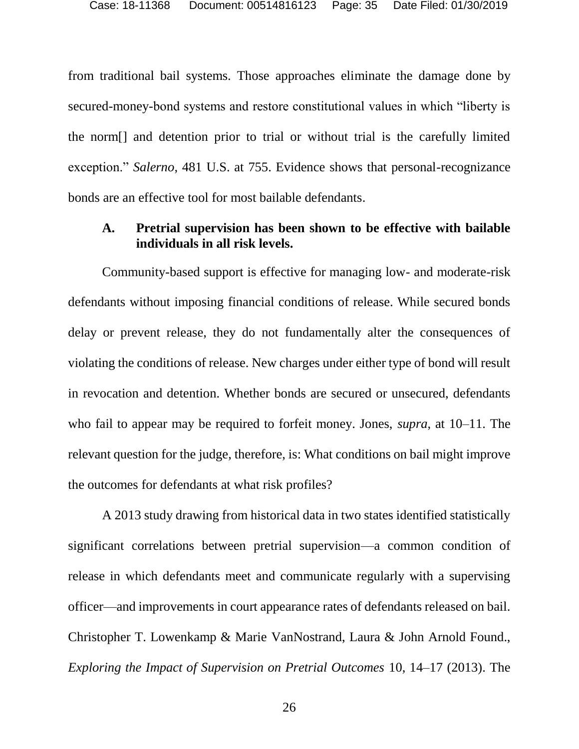from traditional bail systems. Those approaches eliminate the damage done by secured-money-bond systems and restore constitutional values in which "liberty is the norm[] and detention prior to trial or without trial is the carefully limited exception." *Salerno*, 481 U.S. at 755. Evidence shows that personal-recognizance bonds are an effective tool for most bailable defendants.

### A. Pretrial supervision has been shown to be effective with bailable individuals in all risk levels.

Community-based support is effective for managing low- and moderate-risk defendants without imposing financial conditions of release. While secured bonds delay or prevent release, they do not fundamentally alter the consequences of violating the conditions of release. New charges under either type of bond will result in revocation and detention. Whether bonds are secured or unsecured, defendants who fail to appear may be required to forfeit money. Jones, *supra*, at 10–11. The relevant question for the judge, therefore, is: What conditions on bail might improve the outcomes for defendants at what risk profiles?

A 2013 study drawing from historical data in two states identified statistically significant correlations between pretrial supervision—a common condition of release in which defendants meet and communicate regularly with a supervising officer—and improvements in court appearance rates of defendants released on bail. Christopher T. Lowenkamp & Marie VanNostrand, Laura & John Arnold Found., *Exploring the Impact of Supervision on Pretrial Outcomes* 10, 14–17 (2013). The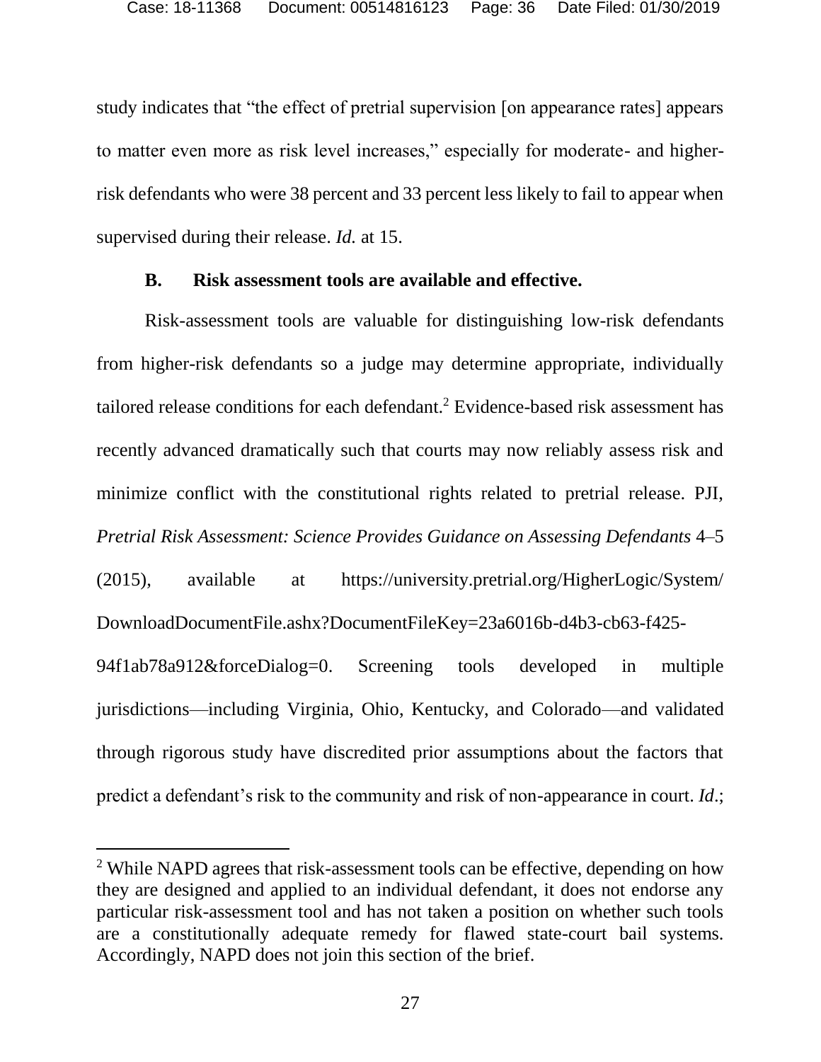study indicates that "the effect of pretrial supervision [on appearance rates] appears to matter even more as risk level increases," especially for moderate- and higher-risk defendants who were 38 percent and 33 percent less likely to fail to appear when supervised during their release. *Id.* at 15.

### B. Risk assessment tools are available and effective.

Risk-assessment tools are valuable for distinguishing low-risk defendants from higher-risk defendants so a judge may determine appropriate, individually tailored release conditions for each defendant.[2] Evidence-based risk assessment has recently advanced dramatically such that courts may now reliably assess risk and minimize conflict with the constitutional rights related to pretrial release. PJI, *Pretrial Risk Assessment: Science Provides Guidance on Assessing Defendants* 4–5 (2015), available at https://university.pretrial.org/HigherLogic/System/DownloadDocumentFile.ashx?DocumentFileKey=23a6016b-d4b3-cb63-f425-94f1ab78a912&forceDialog=0. Screening tools developed in multiple jurisdictions—including Virginia, Ohio, Kentucky, and Colorado—and validated through rigorous study have discredited prior assumptions about the factors that predict a defendant's risk to the community and risk of non-appearance in court. *Id.*;

---

[2] While NAPD agrees that risk-assessment tools can be effective, depending on how they are designed and applied to an individual defendant, it does not endorse any particular risk-assessment tool and has not taken a position on whether such tools are a constitutionally adequate remedy for flawed state-court bail systems. Accordingly, NAPD does not join this section of the brief.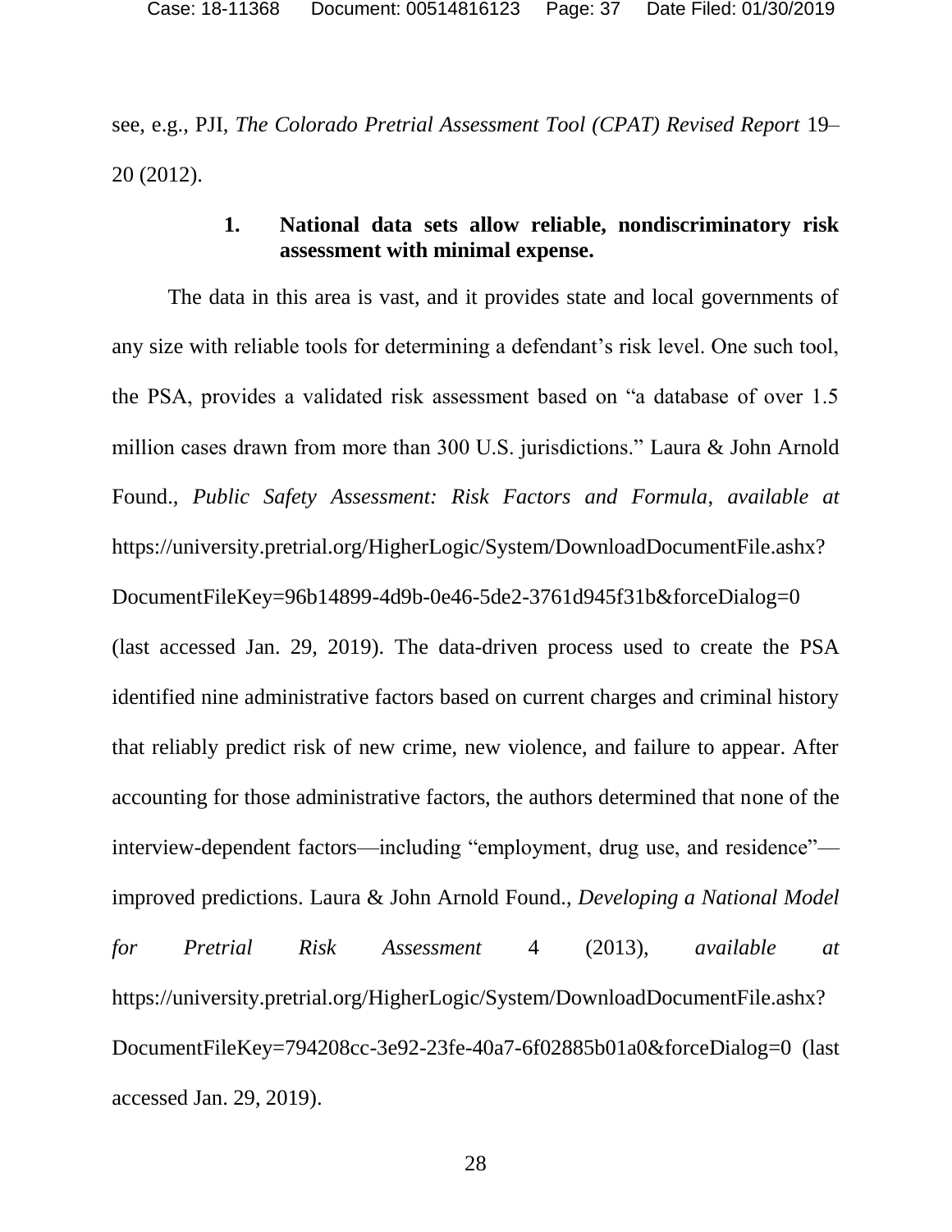see, e.g., PJI, *The Colorado Pretrial Assessment Tool (CPAT) Revised Report* 19–20 (2012).

### 1. National data sets allow reliable, nondiscriminatory risk assessment with minimal expense.

The data in this area is vast, and it provides state and local governments of any size with reliable tools for determining a defendant's risk level. One such tool, the PSA, provides a validated risk assessment based on "a database of over 1.5 million cases drawn from more than 300 U.S. jurisdictions." Laura & John Arnold Found., *Public Safety Assessment: Risk Factors and Formula*, *available at* https://university.pretrial.org/HigherLogic/System/DownloadDocumentFile.ashx?DocumentFileKey=96b14899-4d9b-0e46-5de2-3761d945f31b&forceDialog=0 (last accessed Jan. 29, 2019). The data-driven process used to create the PSA identified nine administrative factors based on current charges and criminal history that reliably predict risk of new crime, new violence, and failure to appear. After accounting for those administrative factors, the authors determined that none of the interview-dependent factors—including "employment, drug use, and residence"—improved predictions. Laura & John Arnold Found., *Developing a National Model for Pretrial Risk Assessment* 4 (2013), *available at* https://university.pretrial.org/HigherLogic/System/DownloadDocumentFile.ashx?DocumentFileKey=794208cc-3e92-23fe-40a7-6f02885b01a0&forceDialog=0 (last accessed Jan. 29, 2019).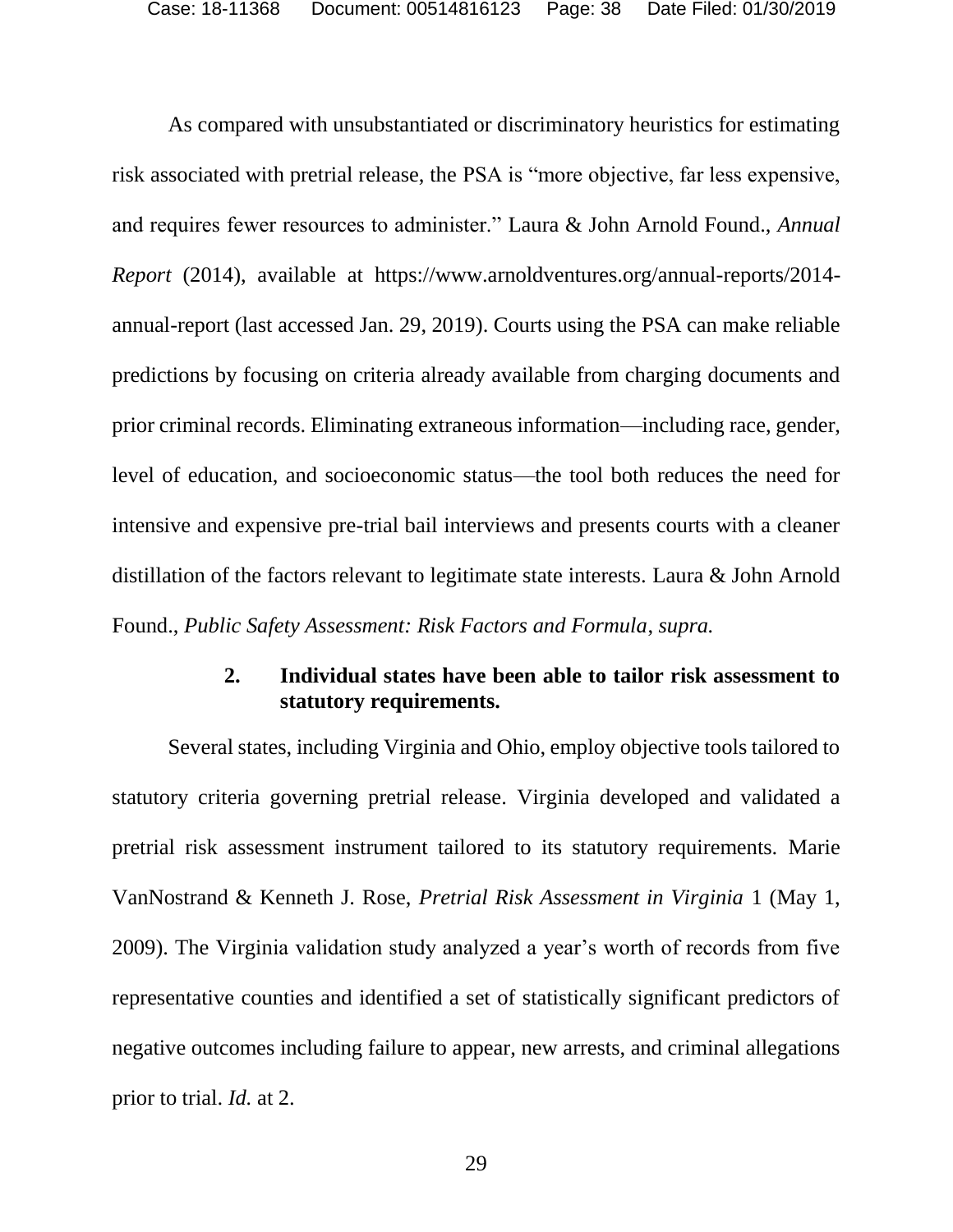As compared with unsubstantiated or discriminatory heuristics for estimating risk associated with pretrial release, the PSA is "more objective, far less expensive, and requires fewer resources to administer." Laura & John Arnold Found., *Annual Report* (2014), available at https://www.arnoldventures.org/annual-reports/2014-annual-report (last accessed Jan. 29, 2019). Courts using the PSA can make reliable predictions by focusing on criteria already available from charging documents and prior criminal records. Eliminating extraneous information—including race, gender, level of education, and socioeconomic status—the tool both reduces the need for intensive and expensive pre-trial bail interviews and presents courts with a cleaner distillation of the factors relevant to legitimate state interests. Laura & John Arnold Found., *Public Safety Assessment: Risk Factors and Formula*, *supra.*

**2. Individual states have been able to tailor risk assessment to statutory requirements.**

Several states, including Virginia and Ohio, employ objective tools tailored to statutory criteria governing pretrial release. Virginia developed and validated a pretrial risk assessment instrument tailored to its statutory requirements. Marie VanNostrand & Kenneth J. Rose, *Pretrial Risk Assessment in Virginia* 1 (May 1, 2009). The Virginia validation study analyzed a year's worth of records from five representative counties and identified a set of statistically significant predictors of negative outcomes including failure to appear, new arrests, and criminal allegations prior to trial. *Id.* at 2.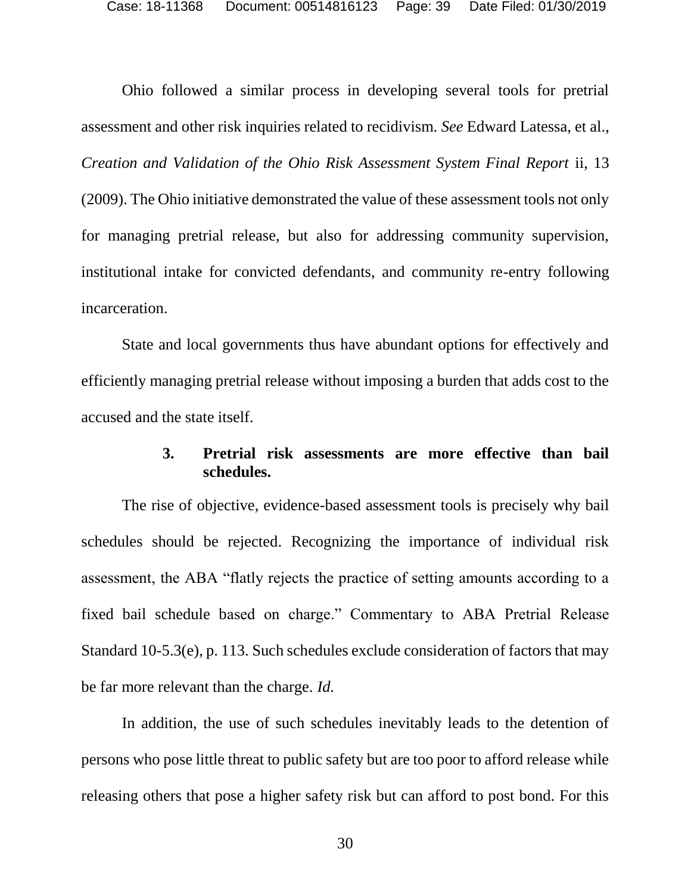Ohio followed a similar process in developing several tools for pretrial assessment and other risk inquiries related to recidivism. *See* Edward Latessa, et al., *Creation and Validation of the Ohio Risk Assessment System Final Report* ii, 13 (2009). The Ohio initiative demonstrated the value of these assessment tools not only for managing pretrial release, but also for addressing community supervision, institutional intake for convicted defendants, and community re-entry following incarceration.

State and local governments thus have abundant options for effectively and efficiently managing pretrial release without imposing a burden that adds cost to the accused and the state itself.

### 3. Pretrial risk assessments are more effective than bail schedules.

The rise of objective, evidence-based assessment tools is precisely why bail schedules should be rejected. Recognizing the importance of individual risk assessment, the ABA "flatly rejects the practice of setting amounts according to a fixed bail schedule based on charge." Commentary to ABA Pretrial Release Standard 10-5.3(e), p. 113. Such schedules exclude consideration of factors that may be far more relevant than the charge. *Id.*

In addition, the use of such schedules inevitably leads to the detention of persons who pose little threat to public safety but are too poor to afford release while releasing others that pose a higher safety risk but can afford to post bond. For this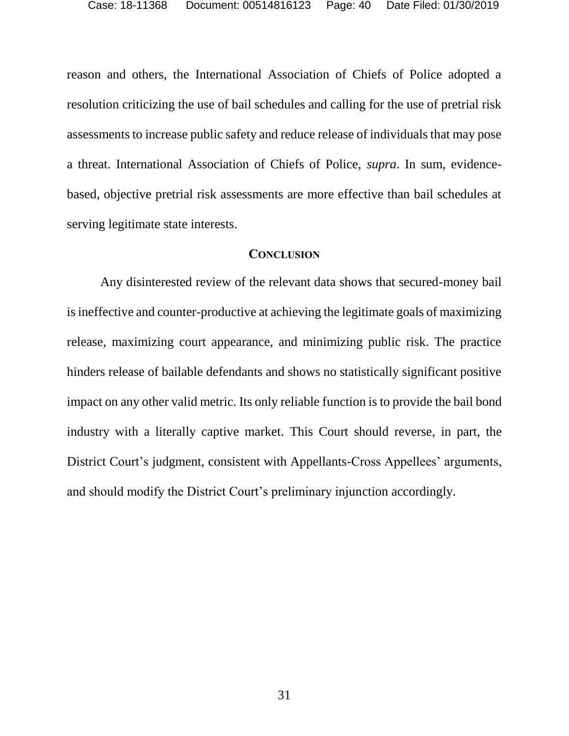reason and others, the International Association of Chiefs of Police adopted a resolution criticizing the use of bail schedules and calling for the use of pretrial risk assessments to increase public safety and reduce release of individuals that may pose a threat. International Association of Chiefs of Police, *supra*. In sum, evidence-based, objective pretrial risk assessments are more effective than bail schedules at serving legitimate state interests.

## CONCLUSION

Any disinterested review of the relevant data shows that secured-money bail is ineffective and counter-productive at achieving the legitimate goals of maximizing release, maximizing court appearance, and minimizing public risk. The practice hinders release of bailable defendants and shows no statistically significant positive impact on any other valid metric. Its only reliable function is to provide the bail bond industry with a literally captive market. This Court should reverse, in part, the District Court's judgment, consistent with Appellants-Cross Appellees' arguments, and should modify the District Court's preliminary injunction accordingly.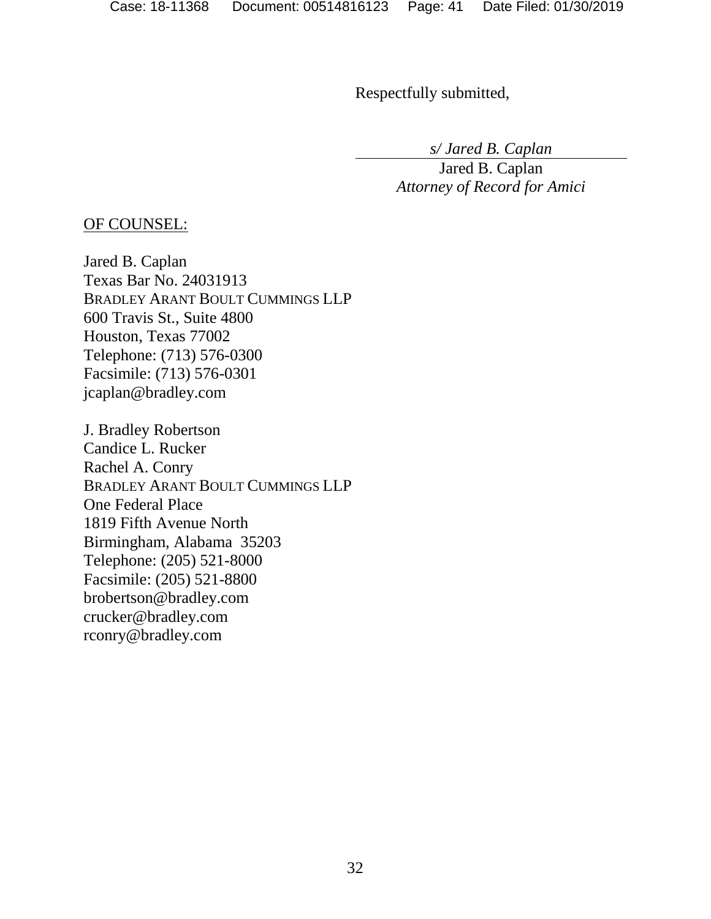Respectfully submitted,

*s/ Jared B. Caplan*
Jared B. Caplan
*Attorney of Record for Amici*

OF COUNSEL:

Jared B. Caplan
Texas Bar No. 24031913
BRADLEY ARANT BOULT CUMMINGS LLP
600 Travis St., Suite 4800
Houston, Texas 77002
Telephone: (713) 576-0300
Facsimile: (713) 576-0301
jcaplan@bradley.com

J. Bradley Robertson
Candice L. Rucker
Rachel A. Conry
BRADLEY ARANT BOULT CUMMINGS LLP
One Federal Place
1819 Fifth Avenue North
Birmingham, Alabama 35203
Telephone: (205) 521-8000
Facsimile: (205) 521-8800
brobertson@bradley.com
crucker@bradley.com
rconry@bradley.com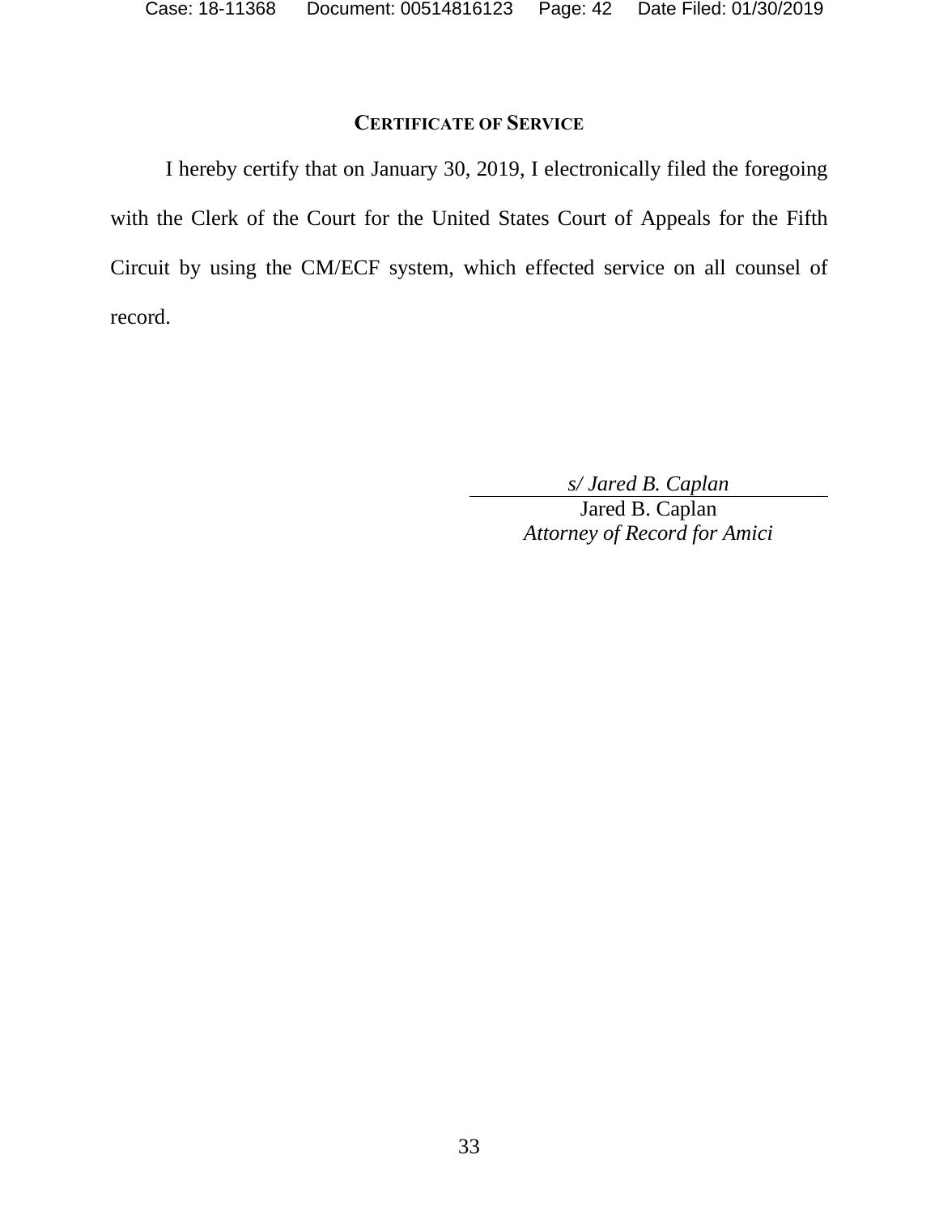## CERTIFICATE OF SERVICE

I hereby certify that on January 30, 2019, I electronically filed the foregoing with the Clerk of the Court for the United States Court of Appeals for the Fifth Circuit by using the CM/ECF system, which effected service on all counsel of record.

*s/ Jared B. Caplan*
Jared B. Caplan
*Attorney of Record for Amici*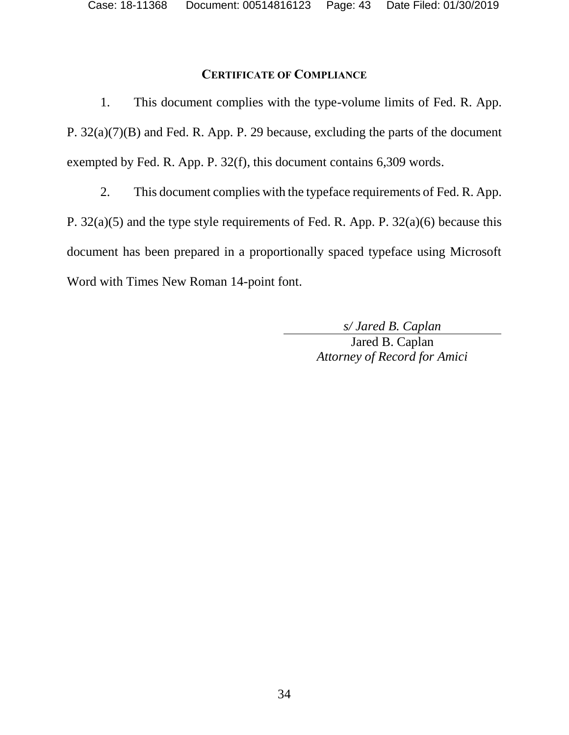## CERTIFICATE OF COMPLIANCE

1. This document complies with the type-volume limits of Fed. R. App. P. 32(a)(7)(B) and Fed. R. App. P. 29 because, excluding the parts of the document exempted by Fed. R. App. P. 32(f), this document contains 6,309 words.

2. This document complies with the typeface requirements of Fed. R. App. P. 32(a)(5) and the type style requirements of Fed. R. App. P. 32(a)(6) because this document has been prepared in a proportionally spaced typeface using Microsoft Word with Times New Roman 14-point font.

*s/ Jared B. Caplan*
Jared B. Caplan
*Attorney of Record for Amici*